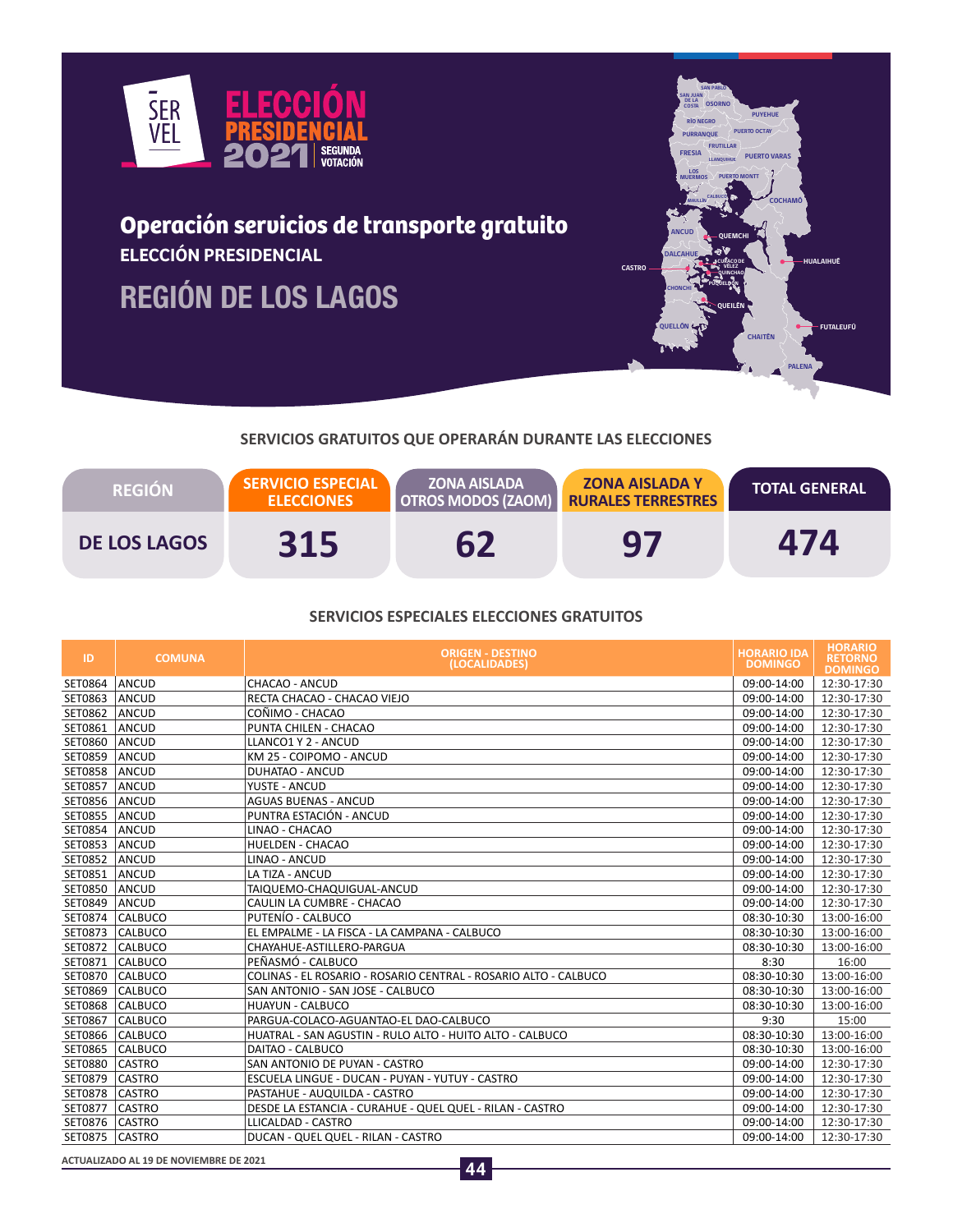SERVEL

# ELECCIÓN PRESIDENCIAL 2021 SEGUNDA VOTACIÓN

## Operación servicios de transporte gratuito

### ELECCIÓN PRESIDENCIAL

## REGIÓN DE LOS LAGOS

### SERVICIOS GRATUITOS QUE OPERARÁN DURANTE LAS ELECCIONES

| REGIÓN | SERVICIO ESPECIAL ELECCIONES | ZONA AISLADA OTROS MODOS (ZAOM) | ZONA AISLADA Y RURALES TERRESTRES | TOTAL GENERAL |
|---|---|---|---|---|
| DE LOS LAGOS | 315 | 62 | 97 | 474 |

### SERVICIOS ESPECIALES ELECCIONES GRATUITOS

| ID | COMUNA | ORIGEN - DESTINO (LOCALIDADES) | HORARIO IDA DOMINGO | HORARIO RETORNO DOMINGO |
|---|---|---|---|---|
| SET0864 | ANCUD | CHACAO - ANCUD | 09:00-14:00 | 12:30-17:30 |
| SET0863 | ANCUD | RECTA CHACAO - CHACAO VIEJO | 09:00-14:00 | 12:30-17:30 |
| SET0862 | ANCUD | COÑIMO - CHACAO | 09:00-14:00 | 12:30-17:30 |
| SET0861 | ANCUD | PUNTA CHILEN - CHACAO | 09:00-14:00 | 12:30-17:30 |
| SET0860 | ANCUD | LLANCO1 Y 2 - ANCUD | 09:00-14:00 | 12:30-17:30 |
| SET0859 | ANCUD | KM 25 - COIPOMO - ANCUD | 09:00-14:00 | 12:30-17:30 |
| SET0858 | ANCUD | DUHATAO - ANCUD | 09:00-14:00 | 12:30-17:30 |
| SET0857 | ANCUD | YUSTE - ANCUD | 09:00-14:00 | 12:30-17:30 |
| SET0856 | ANCUD | AGUAS BUENAS - ANCUD | 09:00-14:00 | 12:30-17:30 |
| SET0855 | ANCUD | PUNTRA ESTACIÓN - ANCUD | 09:00-14:00 | 12:30-17:30 |
| SET0854 | ANCUD | LINAO - CHACAO | 09:00-14:00 | 12:30-17:30 |
| SET0853 | ANCUD | HUELDEN - CHACAO | 09:00-14:00 | 12:30-17:30 |
| SET0852 | ANCUD | LINAO - ANCUD | 09:00-14:00 | 12:30-17:30 |
| SET0851 | ANCUD | LA TIZA - ANCUD | 09:00-14:00 | 12:30-17:30 |
| SET0850 | ANCUD | TAIQUEMO-CHAQUIGUAL-ANCUD | 09:00-14:00 | 12:30-17:30 |
| SET0849 | ANCUD | CAULIN LA CUMBRE - CHACAO | 09:00-14:00 | 12:30-17:30 |
| SET0874 | CALBUCO | PUTENÍO - CALBUCO | 08:30-10:30 | 13:00-16:00 |
| SET0873 | CALBUCO | EL EMPALME - LA FISCA - LA CAMPANA - CALBUCO | 08:30-10:30 | 13:00-16:00 |
| SET0872 | CALBUCO | CHAYAHUE-ASTILLERO-PARGUA | 08:30-10:30 | 13:00-16:00 |
| SET0871 | CALBUCO | PEÑASMÓ - CALBUCO | 8:30 | 16:00 |
| SET0870 | CALBUCO | COLINAS - EL ROSARIO - ROSARIO CENTRAL - ROSARIO ALTO - CALBUCO | 08:30-10:30 | 13:00-16:00 |
| SET0869 | CALBUCO | SAN ANTONIO - SAN JOSE - CALBUCO | 08:30-10:30 | 13:00-16:00 |
| SET0868 | CALBUCO | HUAYUN - CALBUCO | 08:30-10:30 | 13:00-16:00 |
| SET0867 | CALBUCO | PARGUA-COLACO-AGUANTAO-EL DAO-CALBUCO | 9:30 | 15:00 |
| SET0866 | CALBUCO | HUATRAL - SAN AGUSTIN - RULO ALTO - HUITO ALTO - CALBUCO | 08:30-10:30 | 13:00-16:00 |
| SET0865 | CALBUCO | DAITAO - CALBUCO | 08:30-10:30 | 13:00-16:00 |
| SET0880 | CASTRO | SAN ANTONIO DE PUYAN - CASTRO | 09:00-14:00 | 12:30-17:30 |
| SET0879 | CASTRO | ESCUELA LINGUE - DUCAN - PUYAN - YUTUY - CASTRO | 09:00-14:00 | 12:30-17:30 |
| SET0878 | CASTRO | PASTAHUE - AUQUILDA - CASTRO | 09:00-14:00 | 12:30-17:30 |
| SET0877 | CASTRO | DESDE LA ESTANCIA - CURAHUE - QUEL QUEL - RILAN - CASTRO | 09:00-14:00 | 12:30-17:30 |
| SET0876 | CASTRO | LLICALDAD - CASTRO | 09:00-14:00 | 12:30-17:30 |
| SET0875 | CASTRO | DUCAN - QUEL QUEL - RILAN - CASTRO | 09:00-14:00 | 12:30-17:30 |

ACTUALIZADO AL 19 DE NOVIEMBRE DE 2021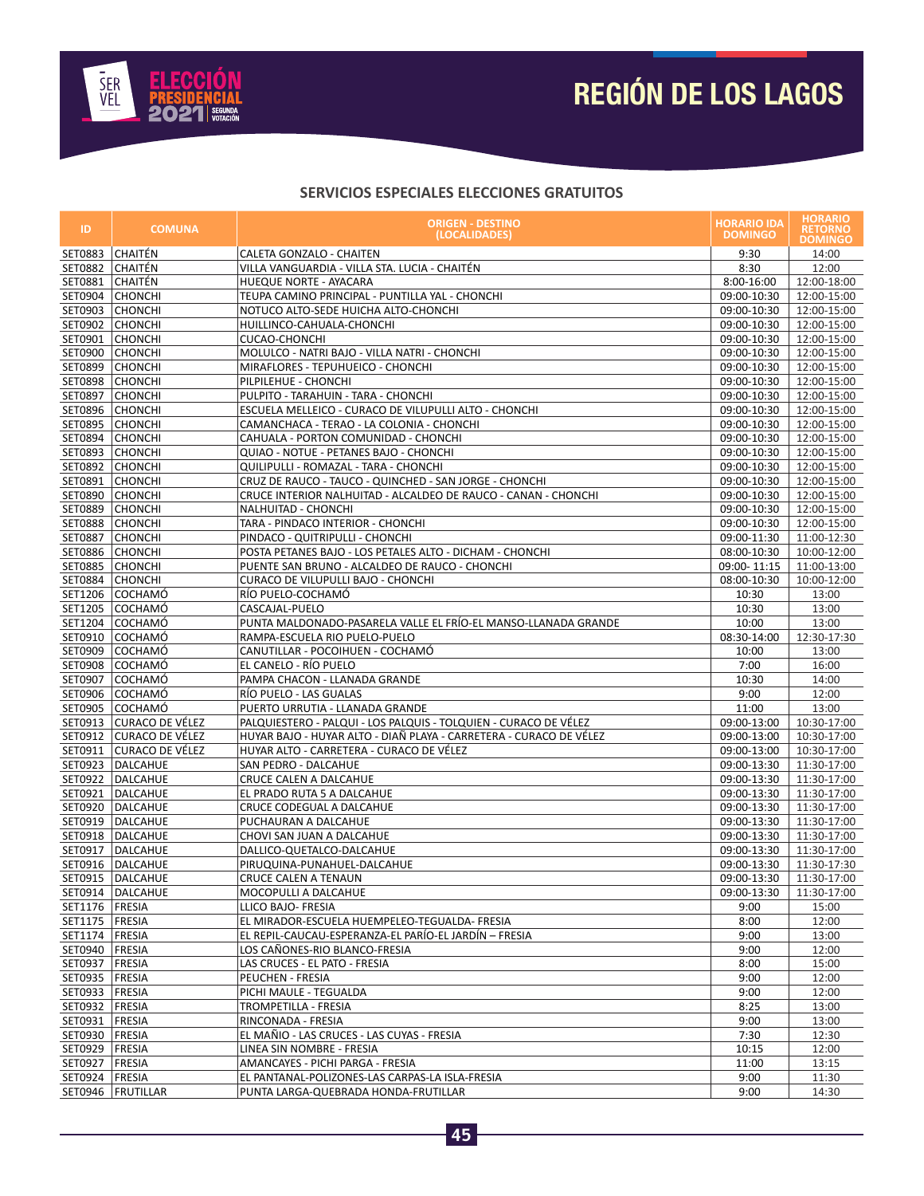# REGIÓN DE LOS LAGOS

## SERVICIOS ESPECIALES ELECCIONES GRATUITOS

| ID | COMUNA | ORIGEN - DESTINO (LOCALIDADES) | HORARIO IDA DOMINGO | HORARIO RETORNO DOMINGO |
|---|---|---|---|---|
| SET0883 | CHAITÉN | CALETA GONZALO - CHAITEN | 9:30 | 14:00 |
| SET0882 | CHAITÉN | VILLA VANGUARDIA - VILLA STA. LUCIA - CHAITÉN | 8:30 | 12:00 |
| SET0881 | CHAITÉN | HUEQUE NORTE - AYACARA | 8:00-16:00 | 12:00-18:00 |
| SET0904 | CHONCHI | TEUPA CAMINO PRINCIPAL - PUNTILLA YAL - CHONCHI | 09:00-10:30 | 12:00-15:00 |
| SET0903 | CHONCHI | NOTUCO ALTO-SEDE HUICHA ALTO-CHONCHI | 09:00-10:30 | 12:00-15:00 |
| SET0902 | CHONCHI | HUILLINCO-CAHUALA-CHONCHI | 09:00-10:30 | 12:00-15:00 |
| SET0901 | CHONCHI | CUCAO-CHONCHI | 09:00-10:30 | 12:00-15:00 |
| SET0900 | CHONCHI | MOLULCO - NATRI BAJO - VILLA NATRI - CHONCHI | 09:00-10:30 | 12:00-15:00 |
| SET0899 | CHONCHI | MIRAFLORES - TEPUHUEICO - CHONCHI | 09:00-10:30 | 12:00-15:00 |
| SET0898 | CHONCHI | PILPILEHUE - CHONCHI | 09:00-10:30 | 12:00-15:00 |
| SET0897 | CHONCHI | PULPITO - TARAHUIN - TARA - CHONCHI | 09:00-10:30 | 12:00-15:00 |
| SET0896 | CHONCHI | ESCUELA MELLEICO - CURACO DE VILUPULLI ALTO - CHONCHI | 09:00-10:30 | 12:00-15:00 |
| SET0895 | CHONCHI | CAMANCHACA - TERAO - LA COLONIA - CHONCHI | 09:00-10:30 | 12:00-15:00 |
| SET0894 | CHONCHI | CAHUALA - PORTON COMUNIDAD - CHONCHI | 09:00-10:30 | 12:00-15:00 |
| SET0893 | CHONCHI | QUIAO - NOTUE - PETANES BAJO - CHONCHI | 09:00-10:30 | 12:00-15:00 |
| SET0892 | CHONCHI | QUILIPULLI - ROMAZAL - TARA - CHONCHI | 09:00-10:30 | 12:00-15:00 |
| SET0891 | CHONCHI | CRUZ DE RAUCO - TAUCO - QUINCHED - SAN JORGE - CHONCHI | 09:00-10:30 | 12:00-15:00 |
| SET0890 | CHONCHI | CRUCE INTERIOR NALHUITAD - ALCALDEO DE RAUCO - CANAN - CHONCHI | 09:00-10:30 | 12:00-15:00 |
| SET0889 | CHONCHI | NALHUITAD - CHONCHI | 09:00-10:30 | 12:00-15:00 |
| SET0888 | CHONCHI | TARA - PINDACO INTERIOR - CHONCHI | 09:00-10:30 | 12:00-15:00 |
| SET0887 | CHONCHI | PINDACO - QUITRIPULLI - CHONCHI | 09:00-11:30 | 11:00-12:30 |
| SET0886 | CHONCHI | POSTA PETANES BAJO - LOS PETALES ALTO - DICHAM - CHONCHI | 08:00-10:30 | 10:00-12:00 |
| SET0885 | CHONCHI | PUENTE SAN BRUNO - ALCALDEO DE RAUCO - CHONCHI | 09:00- 11:15 | 11:00-13:00 |
| SET0884 | CHONCHI | CURACO DE VILUPULLI BAJO - CHONCHI | 08:00-10:30 | 10:00-12:00 |
| SET1206 | COCHAMÓ | RÍO PUELO-COCHAMÓ | 10:30 | 13:00 |
| SET1205 | COCHAMÓ | CASCAJAL-PUELO | 10:30 | 13:00 |
| SET1204 | COCHAMÓ | PUNTA MALDONADO-PASARELA VALLE EL FRÍO-EL MANSO-LLANADA GRANDE | 10:00 | 13:00 |
| SET0910 | COCHAMÓ | RAMPA-ESCUELA RIO PUELO-PUELO | 08:30-14:00 | 12:30-17:30 |
| SET0909 | COCHAMÓ | CANUTILLAR - POCOIHUEN - COCHAMÓ | 10:00 | 13:00 |
| SET0908 | COCHAMÓ | EL CANELO - RÍO PUELO | 7:00 | 16:00 |
| SET0907 | COCHAMÓ | PAMPA CHACON - LLANADA GRANDE | 10:30 | 14:00 |
| SET0906 | COCHAMÓ | RÍO PUELO - LAS GUALAS | 9:00 | 12:00 |
| SET0905 | COCHAMÓ | PUERTO URRUTIA - LLANADA GRANDE | 11:00 | 13:00 |
| SET0913 | CURACO DE VÉLEZ | PALQUIESTERO - PALQUI - LOS PALQUIS - TOLQUIEN - CURACO DE VÉLEZ | 09:00-13:00 | 10:30-17:00 |
| SET0912 | CURACO DE VÉLEZ | HUYAR BAJO - HUYAR ALTO - DIAÑ PLAYA - CARRETERA - CURACO DE VÉLEZ | 09:00-13:00 | 10:30-17:00 |
| SET0911 | CURACO DE VÉLEZ | HUYAR ALTO - CARRETERA - CURACO DE VÉLEZ | 09:00-13:00 | 10:30-17:00 |
| SET0923 | DALCAHUE | SAN PEDRO - DALCAHUE | 09:00-13:30 | 11:30-17:00 |
| SET0922 | DALCAHUE | CRUCE CALEN A DALCAHUE | 09:00-13:30 | 11:30-17:00 |
| SET0921 | DALCAHUE | EL PRADO RUTA 5 A DALCAHUE | 09:00-13:30 | 11:30-17:00 |
| SET0920 | DALCAHUE | CRUCE CODEGUAL A DALCAHUE | 09:00-13:30 | 11:30-17:00 |
| SET0919 | DALCAHUE | PUCHAURAN A DALCAHUE | 09:00-13:30 | 11:30-17:00 |
| SET0918 | DALCAHUE | CHOVI SAN JUAN A DALCAHUE | 09:00-13:30 | 11:30-17:00 |
| SET0917 | DALCAHUE | DALLICO-QUETALCO-DALCAHUE | 09:00-13:30 | 11:30-17:00 |
| SET0916 | DALCAHUE | PIRUQUINA-PUNAHUEL-DALCAHUE | 09:00-13:30 | 11:30-17:30 |
| SET0915 | DALCAHUE | CRUCE CALEN A TENAUN | 09:00-13:30 | 11:30-17:00 |
| SET0914 | DALCAHUE | MOCOPULLI A DALCAHUE | 09:00-13:30 | 11:30-17:00 |
| SET1176 | FRESIA | LLICO BAJO- FRESIA | 9:00 | 15:00 |
| SET1175 | FRESIA | EL MIRADOR-ESCUELA HUEMPELEO-TEGUALDA- FRESIA | 8:00 | 12:00 |
| SET1174 | FRESIA | EL REPIL-CAUCAU-ESPERANZA-EL PARÍO-EL JARDÍN – FRESIA | 9:00 | 13:00 |
| SET0940 | FRESIA | LOS CAÑONES-RIO BLANCO-FRESIA | 9:00 | 12:00 |
| SET0937 | FRESIA | LAS CRUCES - EL PATO - FRESIA | 8:00 | 15:00 |
| SET0935 | FRESIA | PEUCHEN - FRESIA | 9:00 | 12:00 |
| SET0933 | FRESIA | PICHI MAULE - TEGUALDA | 9:00 | 12:00 |
| SET0932 | FRESIA | TROMPETILLA - FRESIA | 8:25 | 13:00 |
| SET0931 | FRESIA | RINCONADA - FRESIA | 9:00 | 13:00 |
| SET0930 | FRESIA | EL MAÑIO - LAS CRUCES - LAS CUYAS - FRESIA | 7:30 | 12:30 |
| SET0929 | FRESIA | LINEA SIN NOMBRE - FRESIA | 10:15 | 12:00 |
| SET0927 | FRESIA | AMANCAYES - PICHI PARGA - FRESIA | 11:00 | 13:15 |
| SET0924 | FRESIA | EL PANTANAL-POLIZONES-LAS CARPAS-LA ISLA-FRESIA | 9:00 | 11:30 |
| SET0946 | FRUTILLAR | PUNTA LARGA-QUEBRADA HONDA-FRUTILLAR | 9:00 | 14:30 |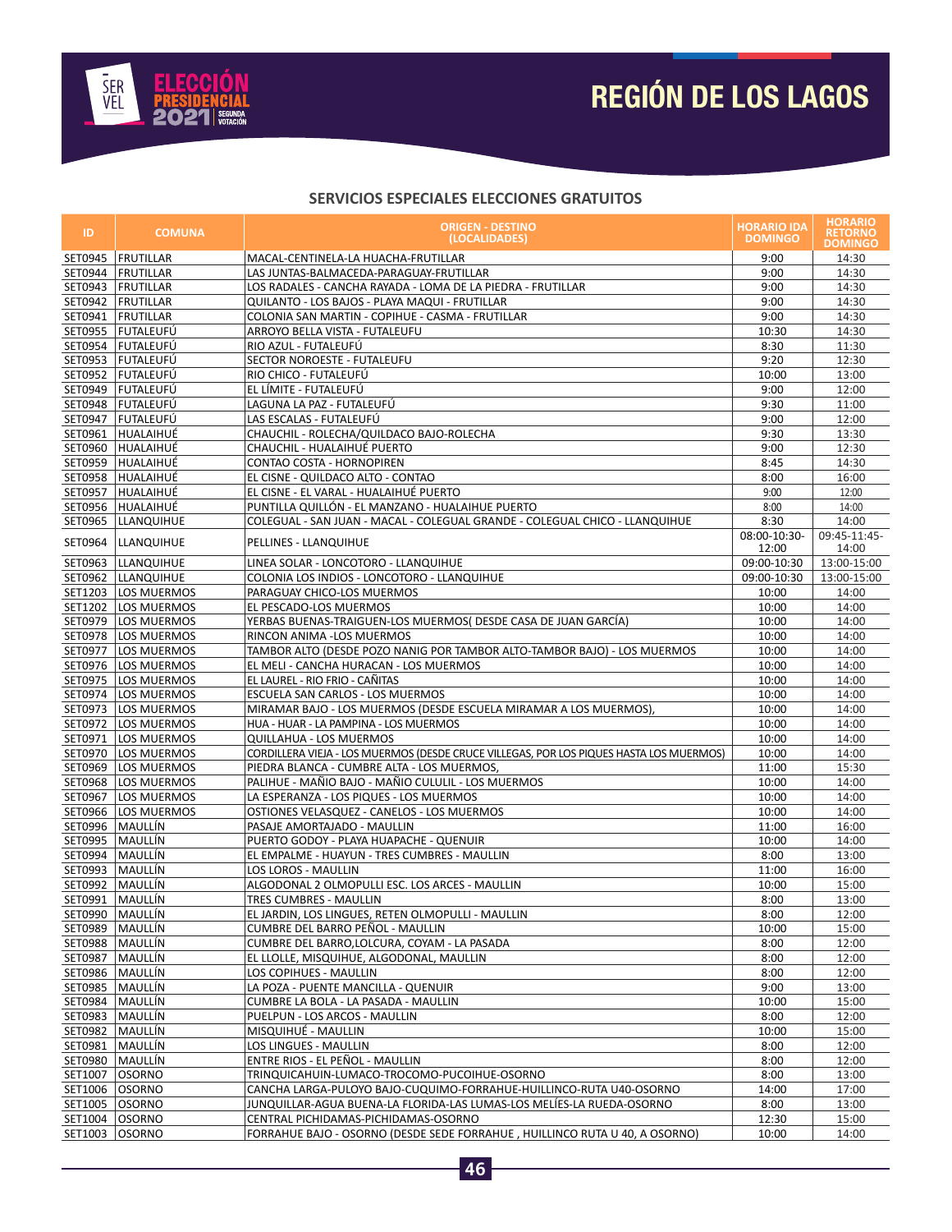# REGIÓN DE LOS LAGOS

## SERVICIOS ESPECIALES ELECCIONES GRATUITOS

| ID | COMUNA | ORIGEN - DESTINO (LOCALIDADES) | HORARIO IDA DOMINGO | HORARIO RETORNO DOMINGO |
|---|---|---|---|---|
| SET0945 | FRUTILLAR | MACAL-CENTINELA-LA HUACHA-FRUTILLAR | 9:00 | 14:30 |
| SET0944 | FRUTILLAR | LAS JUNTAS-BALMACEDA-PARAGUAY-FRUTILLAR | 9:00 | 14:30 |
| SET0943 | FRUTILLAR | LOS RADALES - CANCHA RAYADA - LOMA DE LA PIEDRA - FRUTILLAR | 9:00 | 14:30 |
| SET0942 | FRUTILLAR | QUILANTO - LOS BAJOS - PLAYA MAQUI - FRUTILLAR | 9:00 | 14:30 |
| SET0941 | FRUTILLAR | COLONIA SAN MARTIN - COPIHUE - CASMA - FRUTILLAR | 9:00 | 14:30 |
| SET0955 | FUTALEUFÚ | ARROYO BELLA VISTA - FUTALEUFU | 10:30 | 14:30 |
| SET0954 | FUTALEUFÚ | RIO AZUL - FUTALEUFÚ | 8:30 | 11:30 |
| SET0953 | FUTALEUFÚ | SECTOR NOROESTE - FUTALEUFU | 9:20 | 12:30 |
| SET0952 | FUTALEUFÚ | RIO CHICO - FUTALEUFÚ | 10:00 | 13:00 |
| SET0949 | FUTALEUFÚ | EL LÍMITE - FUTALEUFÚ | 9:00 | 12:00 |
| SET0948 | FUTALEUFÚ | LAGUNA LA PAZ - FUTALEUFÚ | 9:30 | 11:00 |
| SET0947 | FUTALEUFÚ | LAS ESCALAS - FUTALEUFÚ | 9:00 | 12:00 |
| SET0961 | HUALAIHUÉ | CHAUCHIL - ROLECHA/QUILDACO BAJO-ROLECHA | 9:30 | 13:30 |
| SET0960 | HUALAIHUÉ | CHAUCHIL - HUALAIHUÉ PUERTO | 9:00 | 12:30 |
| SET0959 | HUALAIHUÉ | CONTAO COSTA - HORNOPIREN | 8:45 | 14:30 |
| SET0958 | HUALAIHUÉ | EL CISNE - QUILDACO ALTO - CONTAO | 8:00 | 16:00 |
| SET0957 | HUALAIHUÉ | EL CISNE - EL VARAL - HUALAIHUÉ PUERTO | 9:00 | 12:00 |
| SET0956 | HUALAIHUÉ | PUNTILLA QUILLÓN - EL MANZANO - HUALAIHUE PUERTO | 8:00 | 14:00 |
| SET0965 | LLANQUIHUE | COLEGUAL - SAN JUAN - MACAL - COLEGUAL GRANDE - COLEGUAL CHICO - LLANQUIHUE | 8:30 | 14:00 |
| SET0964 | LLANQUIHUE | PELLINES - LLANQUIHUE | 08:00-10:30-12:00 | 09:45-11:45-14:00 |
| SET0963 | LLANQUIHUE | LINEA SOLAR - LONCOTORO - LLANQUIHUE | 09:00-10:30 | 13:00-15:00 |
| SET0962 | LLANQUIHUE | COLONIA LOS INDIOS - LONCOTORO - LLANQUIHUE | 09:00-10:30 | 13:00-15:00 |
| SET1203 | LOS MUERMOS | PARAGUAY CHICO-LOS MUERMOS | 10:00 | 14:00 |
| SET1202 | LOS MUERMOS | EL PESCADO-LOS MUERMOS | 10:00 | 14:00 |
| SET0979 | LOS MUERMOS | YERBAS BUENAS-TRAIGUEN-LOS MUERMOS( DESDE CASA DE JUAN GARCÍA) | 10:00 | 14:00 |
| SET0978 | LOS MUERMOS | RINCON ANIMA -LOS MUERMOS | 10:00 | 14:00 |
| SET0977 | LOS MUERMOS | TAMBOR ALTO (DESDE POZO NANIG POR TAMBOR ALTO-TAMBOR BAJO) - LOS MUERMOS | 10:00 | 14:00 |
| SET0976 | LOS MUERMOS | EL MELI - CANCHA HURACAN - LOS MUERMOS | 10:00 | 14:00 |
| SET0975 | LOS MUERMOS | EL LAUREL - RIO FRIO - CAÑITAS | 10:00 | 14:00 |
| SET0974 | LOS MUERMOS | ESCUELA SAN CARLOS - LOS MUERMOS | 10:00 | 14:00 |
| SET0973 | LOS MUERMOS | MIRAMAR BAJO - LOS MUERMOS (DESDE ESCUELA MIRAMAR A LOS MUERMOS), | 10:00 | 14:00 |
| SET0972 | LOS MUERMOS | HUA - HUAR - LA PAMPINA - LOS MUERMOS | 10:00 | 14:00 |
| SET0971 | LOS MUERMOS | QUILLAHUA - LOS MUERMOS | 10:00 | 14:00 |
| SET0970 | LOS MUERMOS | CORDILLERA VIEJA - LOS MUERMOS (DESDE CRUCE VILLEGAS, POR LOS PIQUES HASTA LOS MUERMOS) | 10:00 | 14:00 |
| SET0969 | LOS MUERMOS | PIEDRA BLANCA - CUMBRE ALTA - LOS MUERMOS, | 11:00 | 15:30 |
| SET0968 | LOS MUERMOS | PALIHUE - MAÑIO BAJO - MAÑIO CULULIL - LOS MUERMOS | 10:00 | 14:00 |
| SET0967 | LOS MUERMOS | LA ESPERANZA - LOS PIQUES - LOS MUERMOS | 10:00 | 14:00 |
| SET0966 | LOS MUERMOS | OSTIONES VELASQUEZ - CANELOS - LOS MUERMOS | 10:00 | 14:00 |
| SET0996 | MAULLÍN | PASAJE AMORTAJADO - MAULLIN | 11:00 | 16:00 |
| SET0995 | MAULLÍN | PUERTO GODOY - PLAYA HUAPACHE - QUENUIR | 10:00 | 14:00 |
| SET0994 | MAULLÍN | EL EMPALME - HUAYUN - TRES CUMBRES - MAULLIN | 8:00 | 13:00 |
| SET0993 | MAULLÍN | LOS LOROS - MAULLIN | 11:00 | 16:00 |
| SET0992 | MAULLÍN | ALGODONAL 2 OLMOPULLI ESC. LOS ARCES - MAULLIN | 10:00 | 15:00 |
| SET0991 | MAULLÍN | TRES CUMBRES - MAULLIN | 8:00 | 13:00 |
| SET0990 | MAULLÍN | EL JARDIN, LOS LINGUES, RETEN OLMOPULLI - MAULLIN | 8:00 | 12:00 |
| SET0989 | MAULLÍN | CUMBRE DEL BARRO PEÑOL - MAULLIN | 10:00 | 15:00 |
| SET0988 | MAULLÍN | CUMBRE DEL BARRO,LOLCURA, COYAM - LA PASADA | 8:00 | 12:00 |
| SET0987 | MAULLÍN | EL LLOLLE, MISQUIHUE, ALGODONAL, MAULLIN | 8:00 | 12:00 |
| SET0986 | MAULLÍN | LOS COPIHUES - MAULLIN | 8:00 | 12:00 |
| SET0985 | MAULLÍN | LA POZA - PUENTE MANCILLA - QUENUIR | 9:00 | 13:00 |
| SET0984 | MAULLÍN | CUMBRE LA BOLA - LA PASADA - MAULLIN | 10:00 | 15:00 |
| SET0983 | MAULLÍN | PUELPUN - LOS ARCOS - MAULLIN | 8:00 | 12:00 |
| SET0982 | MAULLÍN | MISQUIHUÉ - MAULLIN | 10:00 | 15:00 |
| SET0981 | MAULLÍN | LOS LINGUES - MAULLIN | 8:00 | 12:00 |
| SET0980 | MAULLÍN | ENTRE RIOS - EL PEÑOL - MAULLIN | 8:00 | 12:00 |
| SET1007 | OSORNO | TRINQUICAHUIN-LUMACO-TROCOMO-PUCOIHUE-OSORNO | 8:00 | 13:00 |
| SET1006 | OSORNO | CANCHA LARGA-PULOYO BAJO-CUQUIMO-FORRAHUE-HUILLINCO-RUTA U40-OSORNO | 14:00 | 17:00 |
| SET1005 | OSORNO | JUNQUILLAR-AGUA BUENA-LA FLORIDA-LAS LUMAS-LOS MELÍES-LA RUEDA-OSORNO | 8:00 | 13:00 |
| SET1004 | OSORNO | CENTRAL PICHIDAMAS-PICHIDAMAS-OSORNO | 12:30 | 15:00 |
| SET1003 | OSORNO | FORRAHUE BAJO - OSORNO (DESDE SEDE FORRAHUE , HUILLINCO RUTA U 40, A OSORNO) | 10:00 | 14:00 |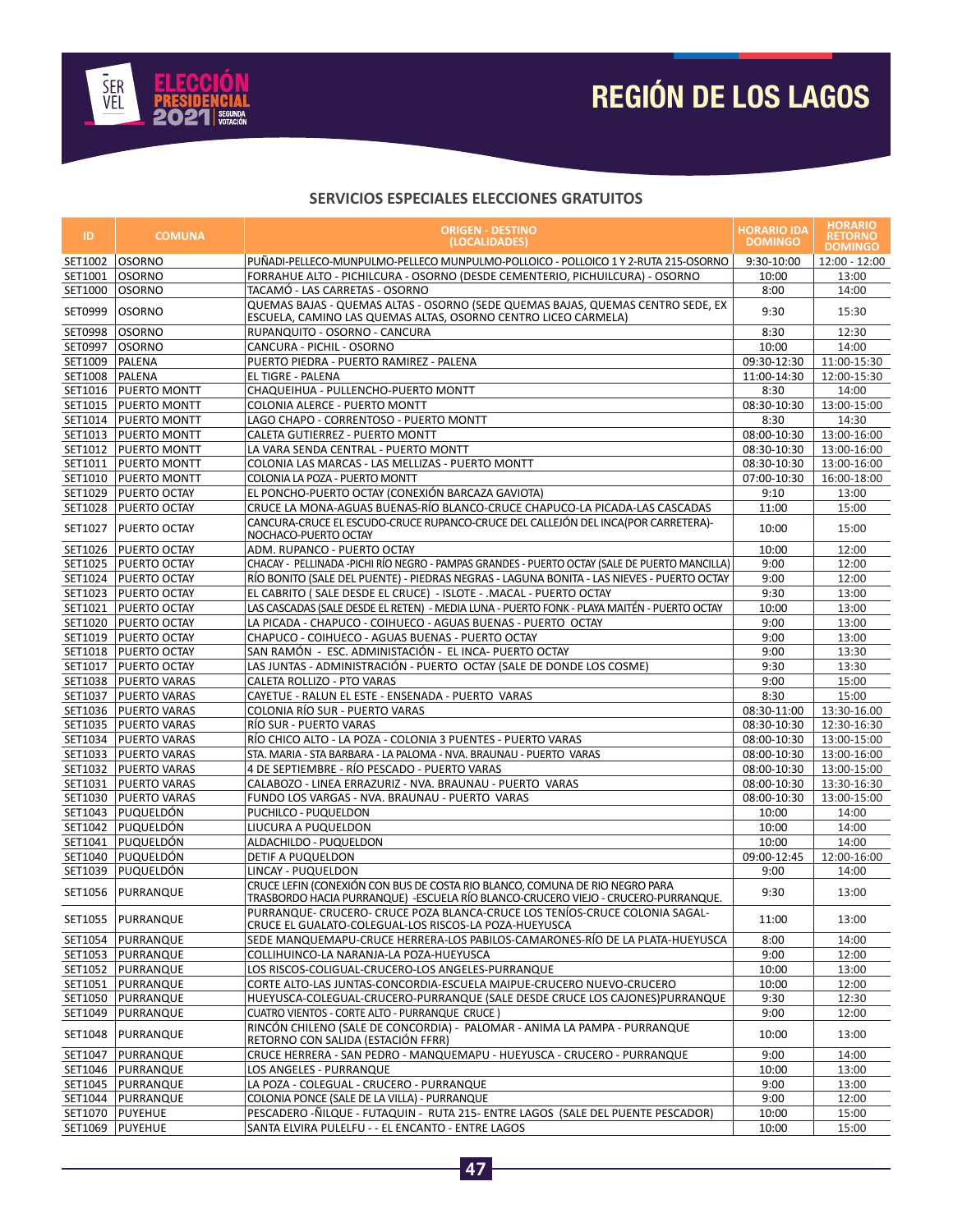# REGIÓN DE LOS LAGOS

## SERVICIOS ESPECIALES ELECCIONES GRATUITOS

| ID | COMUNA | ORIGEN - DESTINO (LOCALIDADES) | HORARIO IDA DOMINGO | HORARIO RETORNO DOMINGO |
|---|---|---|---|---|
| SET1002 | OSORNO | PUÑADI-PELLECO-MUNPULMO-PELLECO MUNPULMO-POLLOICO - POLLOICO 1 Y 2-RUTA 215-OSORNO | 9:30-10:00 | 12:00 - 12:00 |
| SET1001 | OSORNO | FORRAHUE ALTO - PICHILCURA - OSORNO (DESDE CEMENTERIO, PICHUILCURA) - OSORNO | 10:00 | 13:00 |
| SET1000 | OSORNO | TACAMÓ - LAS CARRETAS - OSORNO | 8:00 | 14:00 |
| SET0999 | OSORNO | QUEMAS BAJAS - QUEMAS ALTAS - OSORNO (SEDE QUEMAS BAJAS, QUEMAS CENTRO SEDE, EX ESCUELA, CAMINO LAS QUEMAS ALTAS, OSORNO CENTRO LICEO CARMELA) | 9:30 | 15:30 |
| SET0998 | OSORNO | RUPANQUITO - OSORNO - CANCURA | 8:30 | 12:30 |
| SET0997 | OSORNO | CANCURA - PICHIL - OSORNO | 10:00 | 14:00 |
| SET1009 | PALENA | PUERTO PIEDRA - PUERTO RAMIREZ - PALENA | 09:30-12:30 | 11:00-15:30 |
| SET1008 | PALENA | EL TIGRE - PALENA | 11:00-14:30 | 12:00-15:30 |
| SET1016 | PUERTO MONTT | CHAQUEIHUA - PULLENCHO-PUERTO MONTT | 8:30 | 14:00 |
| SET1015 | PUERTO MONTT | COLONIA ALERCE - PUERTO MONTT | 08:30-10:30 | 13:00-15:00 |
| SET1014 | PUERTO MONTT | LAGO CHAPO - CORRENTOSO - PUERTO MONTT | 8:30 | 14:30 |
| SET1013 | PUERTO MONTT | CALETA GUTIERREZ - PUERTO MONTT | 08:00-10:30 | 13:00-16:00 |
| SET1012 | PUERTO MONTT | LA VARA SENDA CENTRAL - PUERTO MONTT | 08:30-10:30 | 13:00-16:00 |
| SET1011 | PUERTO MONTT | COLONIA LAS MARCAS - LAS MELLIZAS - PUERTO MONTT | 08:30-10:30 | 13:00-16:00 |
| SET1010 | PUERTO MONTT | COLONIA LA POZA - PUERTO MONTT | 07:00-10:30 | 16:00-18:00 |
| SET1029 | PUERTO OCTAY | EL PONCHO-PUERTO OCTAY (CONEXIÓN BARCAZA GAVIOTA) | 9:10 | 13:00 |
| SET1028 | PUERTO OCTAY | CRUCE LA MONA-AGUAS BUENAS-RÍO BLANCO-CRUCE CHAPUCO-LA PICADA-LAS CASCADAS | 11:00 | 15:00 |
| SET1027 | PUERTO OCTAY | CANCURA-CRUCE EL ESCUDO-CRUCE RUPANCO-CRUCE DEL CALLEJÓN DEL INCA(POR CARRETERA)-NOCHACO-PUERTO OCTAY | 10:00 | 15:00 |
| SET1026 | PUERTO OCTAY | ADM. RUPANCO - PUERTO OCTAY | 10:00 | 12:00 |
| SET1025 | PUERTO OCTAY | CHACAY - PELLINADA -PICHI RÍO NEGRO - PAMPAS GRANDES - PUERTO OCTAY (SALE DE PUERTO MANCILLA) | 9:00 | 12:00 |
| SET1024 | PUERTO OCTAY | RÍO BONITO (SALE DEL PUENTE) - PIEDRAS NEGRAS - LAGUNA BONITA - LAS NIEVES - PUERTO OCTAY | 9:00 | 12:00 |
| SET1023 | PUERTO OCTAY | EL CABRITO ( SALE DESDE EL CRUCE) - ISLOTE - .MACAL - PUERTO OCTAY | 9:30 | 13:00 |
| SET1021 | PUERTO OCTAY | LAS CASCADAS (SALE DESDE EL RETEN) - MEDIA LUNA - PUERTO FONK - PLAYA MAITÉN - PUERTO OCTAY | 10:00 | 13:00 |
| SET1020 | PUERTO OCTAY | LA PICADA - CHAPUCO - COIHUECO - AGUAS BUENAS - PUERTO OCTAY | 9:00 | 13:00 |
| SET1019 | PUERTO OCTAY | CHAPUCO - COIHUECO - AGUAS BUENAS - PUERTO OCTAY | 9:00 | 13:00 |
| SET1018 | PUERTO OCTAY | SAN RAMÓN - ESC. ADMINISTRACIÓN - EL INCA- PUERTO OCTAY | 9:00 | 13:30 |
| SET1017 | PUERTO OCTAY | LAS JUNTAS - ADMINISTRACIÓN - PUERTO OCTAY (SALE DE DONDE LOS COSME) | 9:30 | 13:30 |
| SET1038 | PUERTO VARAS | CALETA ROLLIZO - PTO VARAS | 9:00 | 15:00 |
| SET1037 | PUERTO VARAS | CAYETUE - RALUN EL ESTE - ENSENADA - PUERTO VARAS | 8:30 | 15:00 |
| SET1036 | PUERTO VARAS | COLONIA RÍO SUR - PUERTO VARAS | 08:30-11:00 | 13:30-16.00 |
| SET1035 | PUERTO VARAS | RÍO SUR - PUERTO VARAS | 08:30-10:30 | 12:30-16:30 |
| SET1034 | PUERTO VARAS | RÍO CHICO ALTO - LA POZA - COLONIA 3 PUENTES - PUERTO VARAS | 08:00-10:30 | 13:00-15:00 |
| SET1033 | PUERTO VARAS | STA. MARIA - STA BARBARA - LA PALOMA - NVA. BRAUNAU - PUERTO VARAS | 08:00-10:30 | 13:00-16:00 |
| SET1032 | PUERTO VARAS | 4 DE SEPTIEMBRE - RÍO PESCADO - PUERTO VARAS | 08:00-10:30 | 13:00-15:00 |
| SET1031 | PUERTO VARAS | CALABOZO - LINEA ERRAZURIZ - NVA. BRAUNAU - PUERTO VARAS | 08:00-10:30 | 13:30-16:30 |
| SET1030 | PUERTO VARAS | FUNDO LOS VARGAS - NVA. BRAUNAU - PUERTO VARAS | 08:00-10:30 | 13:00-15:00 |
| SET1043 | PUQUELDÓN | PUCHILCO - PUQUELDON | 10:00 | 14:00 |
| SET1042 | PUQUELDÓN | LIUCURA A PUQUELDON | 10:00 | 14:00 |
| SET1041 | PUQUELDÓN | ALDACHILDO - PUQUELDON | 10:00 | 14:00 |
| SET1040 | PUQUELDÓN | DETIF A PUQUELDON | 09:00-12:45 | 12:00-16:00 |
| SET1039 | PUQUELDÓN | LINCAY - PUQUELDON | 9:00 | 14:00 |
| SET1056 | PURRANQUE | CRUCE LEFIN (CONEXIÓN CON BUS DE COSTA RIO BLANCO, COMUNA DE RIO NEGRO PARA TRASBORDO HACIA PURRANQUE) -ESCUELA RÍO BLANCO-CRUCERO VIEJO - CRUCERO-PURRANQUE. | 9:30 | 13:00 |
| SET1055 | PURRANQUE | PURRANQUE- CRUCERO- CRUCE POZA BLANCA-CRUCE LOS TENÍOS-CRUCE COLONIA SAGAL-CRUCE EL GUALATO-COLEGUAL-LOS RISCOS-LA POZA-HUEYUSCA | 11:00 | 13:00 |
| SET1054 | PURRANQUE | SEDE MANQUEMAPU-CRUCE HERRERA-LOS PABILOS-CAMARONES-RÍO DE LA PLATA-HUEYUSCA | 8:00 | 14:00 |
| SET1053 | PURRANQUE | COLLIHUINCO-LA NARANJA-LA POZA-HUEYUSCA | 9:00 | 12:00 |
| SET1052 | PURRANQUE | LOS RISCOS-COLIGUAL-CRUCERO-LOS ANGELES-PURRANQUE | 10:00 | 13:00 |
| SET1051 | PURRANQUE | CORTE ALTO-LAS JUNTAS-CONCORDIA-ESCUELA MAIPUE-CRUCERO NUEVO-CRUCERO | 10:00 | 12:00 |
| SET1050 | PURRANQUE | HUEYUSCA-COLEGUAL-CRUCERO-PURRANQUE (SALE DESDE CRUCE LOS CAJONES)PURRANQUE | 9:30 | 12:30 |
| SET1049 | PURRANQUE | CUATRO VIENTOS - CORTE ALTO - PURRANQUE CRUCE ) | 9:00 | 12:00 |
| SET1048 | PURRANQUE | RINCÓN CHILENO (SALE DE CONCORDIA) - PALOMAR - ANIMA LA PAMPA - PURRANQUE RETORNO CON SALIDA (ESTACIÓN FFRR) | 10:00 | 13:00 |
| SET1047 | PURRANQUE | CRUCE HERRERA - SAN PEDRO - MANQUEMAPU - HUEYUSCA - CRUCERO - PURRANQUE | 9:00 | 14:00 |
| SET1046 | PURRANQUE | LOS ANGELES - PURRANQUE | 10:00 | 13:00 |
| SET1045 | PURRANQUE | LA POZA - COLEGUAL - CRUCERO - PURRANQUE | 9:00 | 13:00 |
| SET1044 | PURRANQUE | COLONIA PONCE (SALE DE LA VILLA) - PURRANQUE | 9:00 | 12:00 |
| SET1070 | PUYEHUE | PESCADERO -ÑILQUE - FUTAQUIN - RUTA 215- ENTRE LAGOS (SALE DEL PUENTE PESCADOR) | 10:00 | 15:00 |
| SET1069 | PUYEHUE | SANTA ELVIRA PULELFU - - EL ENCANTO - ENTRE LAGOS | 10:00 | 15:00 |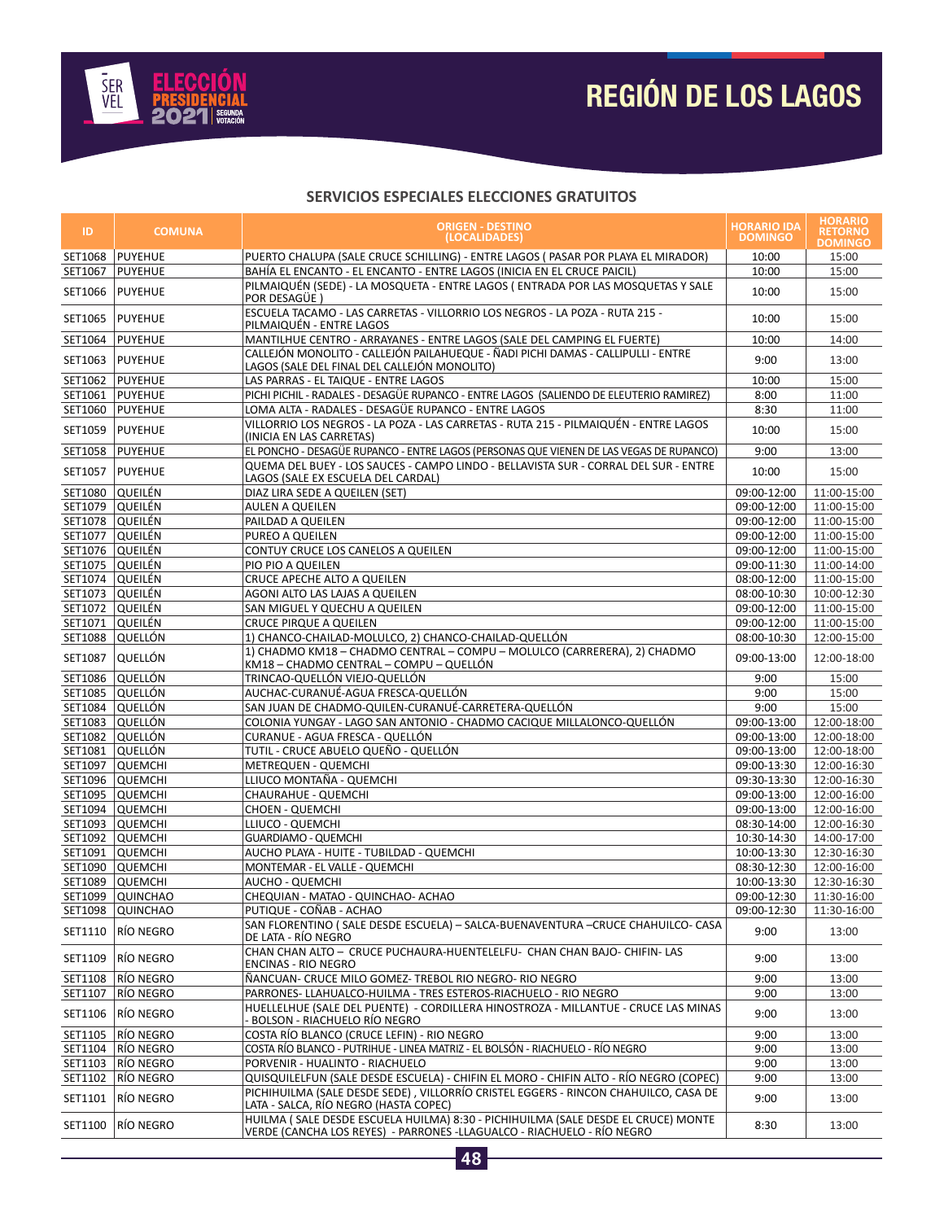## REGIÓN DE LOS LAGOS

### SERVICIOS ESPECIALES ELECCIONES GRATUITOS

| ID | COMUNA | ORIGEN - DESTINO (LOCALIDADES) | HORARIO IDA DOMINGO | HORARIO RETORNO DOMINGO |
|---|---|---|---|---|
| SET1068 | PUYEHUE | PUERTO CHALUPA (SALE CRUCE SCHILLING) - ENTRE LAGOS ( PASAR POR PLAYA EL MIRADOR) | 10:00 | 15:00 |
| SET1067 | PUYEHUE | BAHÍA EL ENCANTO - EL ENCANTO - ENTRE LAGOS (INICIA EN EL CRUCE PAICIL) | 10:00 | 15:00 |
| SET1066 | PUYEHUE | PILMAIQUÉN (SEDE) - LA MOSQUETA - ENTRE LAGOS ( ENTRADA POR LAS MOSQUETAS Y SALE POR DESAGÜE ) | 10:00 | 15:00 |
| SET1065 | PUYEHUE | ESCUELA TACAMO - LAS CARRETAS - VILLORRIO LOS NEGROS - LA POZA - RUTA 215 - PILMAIQUÉN - ENTRE LAGOS | 10:00 | 15:00 |
| SET1064 | PUYEHUE | MANTILHUE CENTRO - ARRAYANES - ENTRE LAGOS (SALE DEL CAMPING EL FUERTE) | 10:00 | 14:00 |
| SET1063 | PUYEHUE | CALLEJÓN MONOLITO - CALLEJÓN PAILAHUEQUE - ÑADI PICHI DAMAS - CALLIPULLI - ENTRE LAGOS (SALE DEL FINAL DEL CALLEJÓN MONOLITO) | 9:00 | 13:00 |
| SET1062 | PUYEHUE | LAS PARRAS - EL TAIQUE - ENTRE LAGOS | 10:00 | 15:00 |
| SET1061 | PUYEHUE | PICHI PICHIL - RADALES - DESAGÜE RUPANCO - ENTRE LAGOS (SALIENDO DE ELEUTERIO RAMIREZ) | 8:00 | 11:00 |
| SET1060 | PUYEHUE | LOMA ALTA - RADALES - DESAGÜE RUPANCO - ENTRE LAGOS | 8:30 | 11:00 |
| SET1059 | PUYEHUE | VILLORRIO LOS NEGROS - LA POZA - LAS CARRETAS - RUTA 215 - PILMAIQUÉN - ENTRE LAGOS (INICIA EN LAS CARRETAS) | 10:00 | 15:00 |
| SET1058 | PUYEHUE | EL PONCHO - DESAGÜE RUPANCO - ENTRE LAGOS (PERSONAS QUE VIENEN DE LAS VEGAS DE RUPANCO) | 9:00 | 13:00 |
| SET1057 | PUYEHUE | QUEMA DEL BUEY - LOS SAUCES - CAMPO LINDO - BELLAVISTA SUR - CORRAL DEL SUR - ENTRE LAGOS (SALE EX ESCUELA DEL CARDAL) | 10:00 | 15:00 |
| SET1080 | QUEILÉN | DIAZ LIRA SEDE A QUEILEN (SET) | 09:00-12:00 | 11:00-15:00 |
| SET1079 | QUEILÉN | AULEN A QUEILEN | 09:00-12:00 | 11:00-15:00 |
| SET1078 | QUEILÉN | PAILDAD A QUEILEN | 09:00-12:00 | 11:00-15:00 |
| SET1077 | QUEILÉN | PUREO A QUEILEN | 09:00-12:00 | 11:00-15:00 |
| SET1076 | QUEILÉN | CONTUY CRUCE LOS CANELOS A QUEILEN | 09:00-12:00 | 11:00-15:00 |
| SET1075 | QUEILÉN | PIO PIO A QUEILEN | 09:00-11:30 | 11:00-14:00 |
| SET1074 | QUEILÉN | CRUCE APECHE ALTO A QUEILEN | 08:00-12:00 | 11:00-15:00 |
| SET1073 | QUEILÉN | AGONI ALTO LAS LAJAS A QUEILEN | 08:00-10:30 | 10:00-12:30 |
| SET1072 | QUEILÉN | SAN MIGUEL Y QUECHU A QUEILEN | 09:00-12:00 | 11:00-15:00 |
| SET1071 | QUEILÉN | CRUCE PIRQUE A QUEILEN | 09:00-12:00 | 11:00-15:00 |
| SET1088 | QUELLÓN | 1) CHANCO-CHAILAD-MOLULCO, 2) CHANCO-CHAILAD-QUELLÓN | 08:00-10:30 | 12:00-15:00 |
| SET1087 | QUELLÓN | 1) CHADMO KM18 – CHADMO CENTRAL – COMPU – MOLULCO (CARRERERA), 2) CHADMO KM18 – CHADMO CENTRAL – COMPU – QUELLÓN | 09:00-13:00 | 12:00-18:00 |
| SET1086 | QUELLÓN | TRINCAO-QUELLÓN VIEJO-QUELLÓN | 9:00 | 15:00 |
| SET1085 | QUELLÓN | AUCHAC-CURANUÉ-AGUA FRESCA-QUELLÓN | 9:00 | 15:00 |
| SET1084 | QUELLÓN | SAN JUAN DE CHADMO-QUILEN-CURANUÉ-CARRETERA-QUELLÓN | 9:00 | 15:00 |
| SET1083 | QUELLÓN | COLONIA YUNGAY - LAGO SAN ANTONIO - CHADMO CACIQUE MILLALONCO-QUELLÓN | 09:00-13:00 | 12:00-18:00 |
| SET1082 | QUELLÓN | CURANUE - AGUA FRESCA - QUELLÓN | 09:00-13:00 | 12:00-18:00 |
| SET1081 | QUELLÓN | TUTIL - CRUCE ABUELO QUEÑO - QUELLÓN | 09:00-13:00 | 12:00-18:00 |
| SET1097 | QUEMCHI | METREQUEN - QUEMCHI | 09:00-13:30 | 12:00-16:30 |
| SET1096 | QUEMCHI | LLIUCO MONTAÑA - QUEMCHI | 09:30-13:30 | 12:00-16:30 |
| SET1095 | QUEMCHI | CHAURAHUE - QUEMCHI | 09:00-13:00 | 12:00-16:00 |
| SET1094 | QUEMCHI | CHOEN - QUEMCHI | 09:00-13:00 | 12:00-16:00 |
| SET1093 | QUEMCHI | LLIUCO - QUEMCHI | 08:30-14:00 | 12:00-16:30 |
| SET1092 | QUEMCHI | GUARDIAMO - QUEMCHI | 10:30-14:30 | 14:00-17:00 |
| SET1091 | QUEMCHI | AUCHO PLAYA - HUITE - TUBILDAD - QUEMCHI | 10:00-13:30 | 12:30-16:30 |
| SET1090 | QUEMCHI | MONTEMAR - EL VALLE - QUEMCHI | 08:30-12:30 | 12:00-16:00 |
| SET1089 | QUEMCHI | AUCHO - QUEMCHI | 10:00-13:30 | 12:30-16:30 |
| SET1099 | QUINCHAO | CHEQUIAN - MATAO - QUINCHAO- ACHAO | 09:00-12:30 | 11:30-16:00 |
| SET1098 | QUINCHAO | PUTIQUE - COÑAB - ACHAO | 09:00-12:30 | 11:30-16:00 |
| SET1110 | RÍO NEGRO | SAN FLORENTINO ( SALE DESDE ESCUELA) – SALCA-BUENAVENTURA –CRUCE CHAHUILCO- CASA DE LATA - RÍO NEGRO | 9:00 | 13:00 |
| SET1109 | RÍO NEGRO | CHAN CHAN ALTO – CRUCE PUCHAURA-HUENTELELFU- CHAN CHAN BAJO- CHIFIN- LAS ENCINAS - RIO NEGRO | 9:00 | 13:00 |
| SET1108 | RÍO NEGRO | ÑANCUAN- CRUCE MILO GOMEZ- TREBOL RIO NEGRO- RIO NEGRO | 9:00 | 13:00 |
| SET1107 | RÍO NEGRO | PARRONES- LLAHUALCO-HUILMA - TRES ESTEROS-RIACHUELO - RIO NEGRO | 9:00 | 13:00 |
| SET1106 | RÍO NEGRO | HUELLELHUE (SALE DEL PUENTE) - CORDILLERA HINOSTROZA - MILLANTUE - CRUCE LAS MINAS - BOLSON - RIACHUELO RÍO NEGRO | 9:00 | 13:00 |
| SET1105 | RÍO NEGRO | COSTA RÍO BLANCO (CRUCE LEFIN) - RIO NEGRO | 9:00 | 13:00 |
| SET1104 | RÍO NEGRO | COSTA RÍO BLANCO - PUTRIHUE - LINEA MATRIZ - EL BOLSÓN - RIACHUELO - RÍO NEGRO | 9:00 | 13:00 |
| SET1103 | RÍO NEGRO | PORVENIR - HUALINTO - RIACHUELO | 9:00 | 13:00 |
| SET1102 | RÍO NEGRO | QUISQUILELFUN (SALE DESDE ESCUELA) - CHIFIN EL MORO - CHIFIN ALTO - RÍO NEGRO (COPEC) | 9:00 | 13:00 |
| SET1101 | RÍO NEGRO | PICHIHUILMA (SALE DESDE SEDE) , VILLORRÍO CRISTEL EGGERS - RINCON CHAHUILCO, CASA DE LATA - SALCA, RÍO NEGRO (HASTA COPEC) | 9:00 | 13:00 |
| SET1100 | RÍO NEGRO | HUILMA ( SALE DESDE ESCUELA HUILMA) 8:30 - PICHIHUILMA (SALE DESDE EL CRUCE) MONTE VERDE (CANCHA LOS REYES) - PARRONES -LLAGUALCO - RIACHUELO - RÍO NEGRO | 8:30 | 13:00 |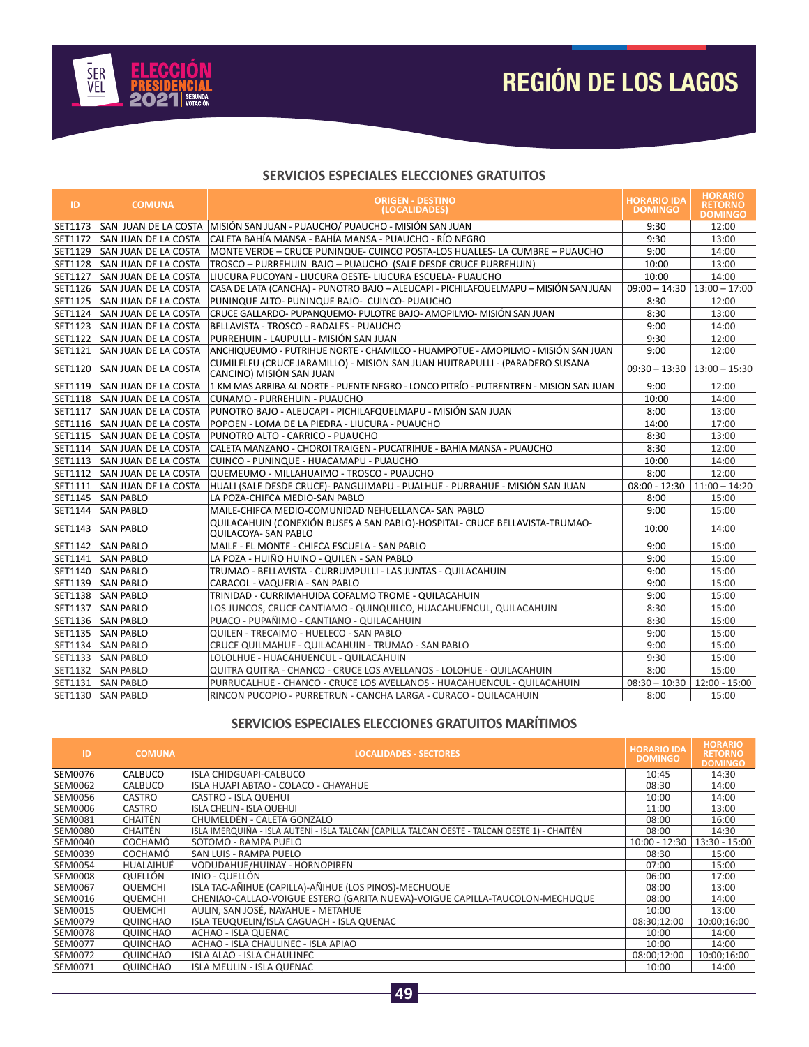# REGIÓN DE LOS LAGOS

## SERVICIOS ESPECIALES ELECCIONES GRATUITOS

| ID | COMUNA | ORIGEN - DESTINO (LOCALIDADES) | HORARIO IDA DOMINGO | HORARIO RETORNO DOMINGO |
|---|---|---|---|---|
| SET1173 | SAN JUAN DE LA COSTA | MISIÓN SAN JUAN - PUAUCHO/ PUAUCHO - MISIÓN SAN JUAN | 9:30 | 12:00 |
| SET1172 | SAN JUAN DE LA COSTA | CALETA BAHÍA MANSA - BAHÍA MANSA - PUAUCHO - RÍO NEGRO | 9:30 | 13:00 |
| SET1129 | SAN JUAN DE LA COSTA | MONTE VERDE – CRUCE PUNINQUE- CUINCO POSTA-LOS HUALLES- LA CUMBRE – PUAUCHO | 9:00 | 14:00 |
| SET1128 | SAN JUAN DE LA COSTA | TROSCO – PURREHUIN BAJO – PUAUCHO (SALE DESDE CRUCE PURREHUIN) | 10:00 | 13:00 |
| SET1127 | SAN JUAN DE LA COSTA | LIUCURA PUCOYAN - LIUCURA OESTE- LIUCURA ESCUELA- PUAUCHO | 10:00 | 14:00 |
| SET1126 | SAN JUAN DE LA COSTA | CASA DE LATA (CANCHA) - PUNOTRO BAJO – ALEUCAPI - PICHILAFQUELMAPU – MISIÓN SAN JUAN | 09:00 – 14:30 | 13:00 – 17:00 |
| SET1125 | SAN JUAN DE LA COSTA | PUNINQUE ALTO- PUNINQUE BAJO- CUINCO- PUAUCHO | 8:30 | 12:00 |
| SET1124 | SAN JUAN DE LA COSTA | CRUCE GALLARDO- PUPANQUEMO- PULOTRE BAJO- AMOPILMO- MISIÓN SAN JUAN | 8:30 | 13:00 |
| SET1123 | SAN JUAN DE LA COSTA | BELLAVISTA - TROSCO - RADALES - PUAUCHO | 9:00 | 14:00 |
| SET1122 | SAN JUAN DE LA COSTA | PURREHUIN - LAUPULLI - MISIÓN SAN JUAN | 9:30 | 12:00 |
| SET1121 | SAN JUAN DE LA COSTA | ANCHIQUEUMO - PUTRIHUE NORTE - CHAMILCO - HUAMPOTUE - AMOPILMO - MISIÓN SAN JUAN | 9:00 | 12:00 |
| SET1120 | SAN JUAN DE LA COSTA | CUMILELFU (CRUCE JARAMILLO) - MISION SAN JUAN HUITRAPULLI - (PARADERO SUSANA CANCINO) MISIÓN SAN JUAN | 09:30 – 13:30 | 13:00 – 15:30 |
| SET1119 | SAN JUAN DE LA COSTA | 1 KM MAS ARRIBA AL NORTE - PUENTE NEGRO - LONCO PITRÍO - PUTRENTREN - MISION SAN JUAN | 9:00 | 12:00 |
| SET1118 | SAN JUAN DE LA COSTA | CUNAMO - PURREHUIN - PUAUCHO | 10:00 | 14:00 |
| SET1117 | SAN JUAN DE LA COSTA | PUNOTRO BAJO - ALEUCAPI - PICHILAFQUELMAPU - MISIÓN SAN JUAN | 8:00 | 13:00 |
| SET1116 | SAN JUAN DE LA COSTA | POPOEN - LOMA DE LA PIEDRA - LIUCURA - PUAUCHO | 14:00 | 17:00 |
| SET1115 | SAN JUAN DE LA COSTA | PUNOTRO ALTO - CARRICO - PUAUCHO | 8:30 | 13:00 |
| SET1114 | SAN JUAN DE LA COSTA | CALETA MANZANO - CHOROI TRAIGEN - PUCATRIHUE - BAHIA MANSA - PUAUCHO | 8:30 | 12:00 |
| SET1113 | SAN JUAN DE LA COSTA | CUINCO - PUNINQUE - HUACAMAPU - PUAUCHO | 10:00 | 14:00 |
| SET1112 | SAN JUAN DE LA COSTA | QUEMEUMO - MILLAHUAIMO - TROSCO - PUAUCHO | 8:00 | 12:00 |
| SET1111 | SAN JUAN DE LA COSTA | HUALI (SALE DESDE CRUCE)- PANGUIMAPU - PUALHUE - PURRAHUE - MISIÓN SAN JUAN | 08:00 - 12:30 | 11:00 – 14:20 |
| SET1145 | SAN PABLO | LA POZA-CHIFCA MEDIO-SAN PABLO | 8:00 | 15:00 |
| SET1144 | SAN PABLO | MAILE-CHIFCA MEDIO-COMUNIDAD NEHUELLANCA- SAN PABLO | 9:00 | 15:00 |
| SET1143 | SAN PABLO | QUILACAHUIN (CONEXIÓN BUSES A SAN PABLO)-HOSPITAL- CRUCE BELLAVISTA-TRUMAO-QUILACOYA- SAN PABLO | 10:00 | 14:00 |
| SET1142 | SAN PABLO | MAILE - EL MONTE - CHIFCA ESCUELA - SAN PABLO | 9:00 | 15:00 |
| SET1141 | SAN PABLO | LA POZA - HUIÑO HUINO - QUILEN - SAN PABLO | 9:00 | 15:00 |
| SET1140 | SAN PABLO | TRUMAO - BELLAVISTA - CURRUMPULLI - LAS JUNTAS - QUILACAHUIN | 9:00 | 15:00 |
| SET1139 | SAN PABLO | CARACOL - VAQUERIA - SAN PABLO | 9:00 | 15:00 |
| SET1138 | SAN PABLO | TRINIDAD - CURRIMAHUIDA COFALMO TROME - QUILACAHUIN | 9:00 | 15:00 |
| SET1137 | SAN PABLO | LOS JUNCOS, CRUCE CANTIAMO - QUINQUILCO, HUACAHUENCUL, QUILACAHUIN | 8:30 | 15:00 |
| SET1136 | SAN PABLO | PUACO - PUPAÑIMO - CANTIANO - QUILACAHUIN | 8:30 | 15:00 |
| SET1135 | SAN PABLO | QUILEN - TRECAIMO - HUELECO - SAN PABLO | 9:00 | 15:00 |
| SET1134 | SAN PABLO | CRUCE QUILMAHUE - QUILACAHUIN - TRUMAO - SAN PABLO | 9:00 | 15:00 |
| SET1133 | SAN PABLO | LOLOLHUE - HUACAHUENCUL - QUILACAHUIN | 9:30 | 15:00 |
| SET1132 | SAN PABLO | QUITRA QUITRA - CHANCO - CRUCE LOS AVELLANOS - LOLOHUE - QUILACAHUIN | 8:00 | 15:00 |
| SET1131 | SAN PABLO | PURRUCALHUE - CHANCO - CRUCE LOS AVELLANOS - HUACAHUENCUL - QUILACAHUIN | 08:30 – 10:30 | 12:00 - 15:00 |
| SET1130 | SAN PABLO | RINCON PUCOPIO - PURRETRUN - CANCHA LARGA - CURACO - QUILACAHUIN | 8:00 | 15:00 |

## SERVICIOS ESPECIALES ELECCIONES GRATUITOS MARÍTIMOS

| ID | COMUNA | LOCALIDADES - SECTORES | HORARIO IDA DOMINGO | HORARIO RETORNO DOMINGO |
|---|---|---|---|---|
| SEM0076 | CALBUCO | ISLA CHIDGUAPI-CALBUCO | 10:45 | 14:30 |
| SEM0062 | CALBUCO | ISLA HUAPI ABTAO - COLACO - CHAYAHUE | 08:30 | 14:00 |
| SEM0056 | CASTRO | CASTRO - ISLA QUEHUI | 10:00 | 14:00 |
| SEM0006 | CASTRO | ISLA CHELIN - ISLA QUEHUI | 11:00 | 13:00 |
| SEM0081 | CHAITÉN | CHUMELDÉN - CALETA GONZALO | 08:00 | 16:00 |
| SEM0080 | CHAITÉN | ISLA IMERQUIÑA - ISLA AUTENÍ - ISLA TALCAN (CAPILLA TALCAN OESTE - TALCAN OESTE 1) - CHAITÉN | 08:00 | 14:30 |
| SEM0040 | COCHAMÓ | SOTOMO - RAMPA PUELO | 10:00 - 12:30 | 13:30 - 15:00 |
| SEM0039 | COCHAMÓ | SAN LUIS - RAMPA PUELO | 08:30 | 15:00 |
| SEM0054 | HUALAIHUÉ | VODUDAHUE/HUINAY - HORNOPIREN | 07:00 | 15:00 |
| SEM0008 | QUELLÓN | INIO - QUELLÓN | 06:00 | 17:00 |
| SEM0067 | QUEMCHI | ISLA TAC-AÑIHUE (CAPILLA)-AÑIHUE (LOS PINOS)-MECHUQUE | 08:00 | 13:00 |
| SEM0016 | QUEMCHI | CHENIAO-CALLAO-VOIGUE ESTERO (GARITA NUEVA)-VOIGUE CAPILLA-TAUCOLON-MECHUQUE | 08:00 | 14:00 |
| SEM0015 | QUEMCHI | AULIN, SAN JOSÉ, NAYAHUE - METAHUE | 10:00 | 13:00 |
| SEM0079 | QUINCHAO | ISLA TEUQUELIN/ISLA CAGUACH - ISLA QUENAC | 08:30;12:00 | 10:00;16:00 |
| SEM0078 | QUINCHAO | ACHAO - ISLA QUENAC | 10:00 | 14:00 |
| SEM0077 | QUINCHAO | ACHAO - ISLA CHAULINEC - ISLA APIAO | 10:00 | 14:00 |
| SEM0072 | QUINCHAO | ISLA ALAO - ISLA CHAULINEC | 08:00;12:00 | 10:00;16:00 |
| SEM0071 | QUINCHAO | ISLA MEULIN - ISLA QUENAC | 10:00 | 14:00 |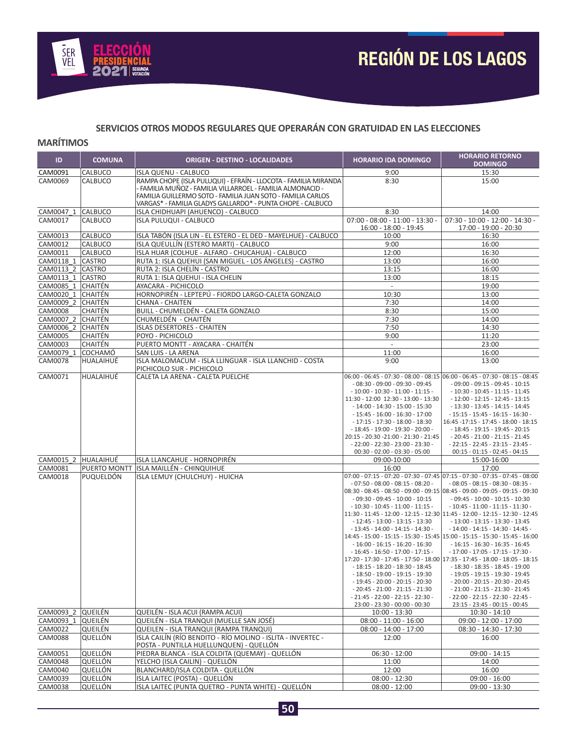# REGIÓN DE LOS LAGOS

## SERVICIOS OTROS MODOS REGULARES QUE OPERARÁN CON GRATUIDAD EN LAS ELECCIONES

### MARÍTIMOS

| ID | COMUNA | ORIGEN - DESTINO - LOCALIDADES | HORARIO IDA DOMINGO | HORARIO RETORNO DOMINGO |
|---|---|---|---|---|
| CAM0091 | CALBUCO | ISLA QUENU - CALBUCO | 9:00 | 15:30 |
| CAM0069 | CALBUCO | RAMPA CHOPE (ISLA PULUQUI) - EFRAÍN - LLOCOTA - FAMILIA MIRANDA - FAMILIA MUÑOZ - FAMILIA VILLARROEL - FAMILIA ALMONACID - FAMILIA GUILLERMO SOTO - FAMILIA JUAN SOTO - FAMILIA CARLOS VARGAS* - FAMILIA GLADYS GALLARDO* - PUNTA CHOPE - CALBUCO | 8:30 | 15:00 |
| CAM0047_1 | CALBUCO | ISLA CHIDHUAPI (AHUENCO) - CALBUCO | 8:30 | 14:00 |
| CAM0017 | CALBUCO | ISLA PULUQUI - CALBUCO | 07:00 - 08:00 - 11:00 - 13:30 - 16:00 - 18:00 - 19:45 | 07:30 - 10:00 - 12:00 - 14:30 - 17:00 - 19:00 - 20:30 |
| CAM0013 | CALBUCO | ISLA TABÓN (ISLA LIN - EL ESTERO - EL DED - MAYELHUE) - CALBUCO | 10:00 | 16:30 |
| CAM0012 | CALBUCO | ISLA QUEULLÍN (ESTERO MARTI) - CALBUCO | 9:00 | 16:00 |
| CAM0011 | CALBUCO | ISLA HUAR (COLHUE - ALFARO - CHUCAHUA) - CALBUCO | 12:00 | 16:30 |
| CAM0118_1 | CASTRO | RUTA 1: ISLA QUEHUI (SAN MIGUEL - LOS ÁNGELES) - CASTRO | 13:00 | 16:00 |
| CAM0113_2 | CASTRO | RUTA 2: ISLA CHELÍN - CASTRO | 13:15 | 16:00 |
| CAM0113_1 | CASTRO | RUTA 1: ISLA QUEHUI - ISLA CHELIN | 13:00 | 18:15 |
| CAM0085_1 | CHAITÉN | AYACARA - PICHICOLO | - | 19:00 |
| CAM0020_1 | CHAITÉN | HORNOPIRÉN - LEPTEPÚ - FIORDO LARGO-CALETA GONZALO | 10:30 | 13:00 |
| CAM0009_2 | CHAITÉN | CHANA - CHAITEN | 7:30 | 14:00 |
| CAM0008 | CHAITÉN | BUILL - CHUMELDÉN - CALETA GONZALO | 8:30 | 15:00 |
| CAM0007_2 | CHAITÉN | CHUMELDÉN - CHAITÉN | 7:30 | 14:00 |
| CAM0006_2 | CHAITÉN | ISLAS DESERTORES - CHAITEN | 7:50 | 14:30 |
| CAM0005 | CHAITÉN | POYO - PICHICOLO | 9:00 | 11:20 |
| CAM0003 | CHAITÉN | PUERTO MONTT - AYACARA - CHAITÉN | - | 23:00 |
| CAM0079_1 | COCHAMÓ | SAN LUIS - LA ARENA | 11:00 | 16:00 |
| CAM0078 | HUALAIHUÉ | ISLA MALOMACUM - ISLA LLINGUAR - ISLA LLANCHID - COSTA PICHICOLO SUR - PICHICOLO | 9:00 | 13:00 |
| CAM0071 | HUALAIHUÉ | CALETA LA ARENA - CALETA PUELCHE | 06:00 - 06:45 - 07:30 - 08:00 - 08:15 - 08:30 - 09:00 - 09:30 - 09:45 - 10:00 - 10:30 - 11:00 - 11:15 - 11:30 - 12:00 12:30 - 13:00 - 13:30 - 14:00 - 14:30 - 15:00 - 15:30 - 15:45 - 16:00 - 16:30 - 17:00 - 17:15 - 17:30 - 18:00 - 18:30 - 18:45 - 19:00 - 19:30 - 20:00 - 20:15 - 20:30 -21:00 - 21:30 - 21:45 - 22:00 - 22:30 - 23:00 - 23:30 - 00:30 - 02:00 - 03:30 - 05:00 | 06:00 - 06:45 - 07:30 - 08:15 - 08:45 - 09:00 - 09:15 - 09:45 - 10:15 - 10:30 - 10:45 - 11:15 - 11:45 - 12:00 - 12:15 - 12:45 - 13:15 - 13:30 - 13:45 - 14:15 - 14:45 - 15:15 - 15:45 - 16:15 - 16:30 - 16:45 -17:15 - 17:45 - 18:00 - 18:15 - 18:45 - 19:15 - 19:45 - 20:15 - 20:45 - 21:00 - 21:15 - 21:45 - 22:15 - 22:45 - 23:15 - 23:45 - 00:15 - 01:15 - 02:45 - 04:15 |
| CAM0015_2 | HUALAIHUÉ | ISLA LLANCAHUE - HORNOPIRÉN | 09:00-10:00 | 15:00-16:00 |
| CAM0081 | PUERTO MONTT | ISLA MAILLÉN - CHINQUIHUE | 16:00 | 17:00 |
| CAM0018 | PUQUELDÓN | ISLA LEMUY (CHULCHUY) - HUICHA | 07:00 - 07:15 - 07:20 - 07:30 - 07:45 - 07:50 - 08:00 - 08:15 - 08:20 - 08:30 - 08:45 - 08:50 - 09:00 - 09:15 - 09:30 - 09:45 - 10:00 - 10:15 - 10:30 - 10:45 - 11:00 - 11:15 - 11:30 - 11:45 - 12:00 - 12:15 - 12:30 - 12:45 - 13:00 - 13:15 - 13:30 - 13:45 - 14:00 - 14:15 - 14:30 - 14:45 - 15:00 - 15:15 - 15:30 - 15:45 - 16:00 - 16:15 - 16:20 - 16:30 - 16:45 - 16:50 - 17:00 - 17:15 - 17:20 - 17:30 - 17:45 - 17:50 - 18:00 - 18:15 - 18:20 - 18:30 - 18:45 - 18:50 - 19:00 - 19:15 - 19:30 - 19:45 - 20:00 - 20:15 - 20:30 - 20:45 - 21:00 - 21:15 - 21:30 - 21:45 - 22:00 - 22:15 - 22:30 - 23:00 - 23:30 - 00:00 - 00:30 | 07:15 - 07:25 - 07:30 - 07:35 - 07:45 - 08:00 - 08:05 - 08:15 - 08:30 - 08:35 - 08:45 - 09:00 - 09:05 - 09:15 - 09:30 - 09:45 - 10:00 - 10:15 - 10:30 - 10:45 - 11:00 - 11:15 - 11:30 - 11:45 - 12:00 - 12:15 - 12:30 - 12:45 - 13:00 - 13:15 - 13:30 - 13:45 - 14:00 - 14:15 - 14:30 - 14:45 - 15:00 - 15:15 - 15:30 - 15:45 - 16:00 - 16:15 - 16:30 - 16:35 - 16:45 - 17:00 - 17:05 - 17:15 - 17:30 - 17:35 - 17:45 - 18:00 - 18:05 - 18:15 - 18:30 - 18:35 - 18:45 - 19:00 - 19:05 - 19:15 - 19:30 - 19:45 - 20:00 - 20:15 - 20:30 - 20:45 - 21:00 - 21:15 - 21:30 - 21:45 - 22:00 - 22:15 - 22:30 - 22:45 - 23:15 - 23:45 - 00:15 - 00:45 |
| CAM0093_2 | QUEILÉN | QUEILÉN - ISLA ACUI (RAMPA ACUI) | 10:00 - 13:30 | 10:30 - 14:10 |
| CAM0093_1 | QUEILÉN | QUEILÉN - ISLA TRANQUI (MUELLE SAN JOSÉ) | 08:00 - 11:00 - 16:00 | 09:00 - 12:00 - 17:00 |
| CAM0022 | QUEILÉN | QUEILEN - ISLA TRANQUI (RAMPA TRANQUI) | 08:00 - 14:00 - 17:00 | 08:30 - 14:30 - 17:30 |
| CAM0088 | QUELLÓN | ISLA CAILÍN (RÍO BENDITO - RÍO MOLINO - ISLITA - INVERTEC - POSTA - PUNTILLA HUELLUNQUEN) - QUELLÓN | 12:00 | 16:00 |
| CAM0051 | QUELLÓN | PIEDRA BLANCA - ISLA COLDITA (QUEMAY) - QUELLÓN | 06:30 - 12:00 | 09:00 - 14:15 |
| CAM0048 | QUELLÓN | YELCHO (ISLA CAILIN) - QUELLÓN | 11:00 | 14:00 |
| CAM0040 | QUELLÓN | BLANCHARD/ISLA COLDITA - QUELLÓN | 12:00 | 16:00 |
| CAM0039 | QUELLÓN | ISLA LAITEC (POSTA) - QUELLÓN | 08:00 - 12:30 | 09:00 - 16:00 |
| CAM0038 | QUELLÓN | ISLA LAITEC (PUNTA QUETRO - PUNTA WHITE) - QUELLÓN | 08:00 - 12:00 | 09:00 - 13:30 |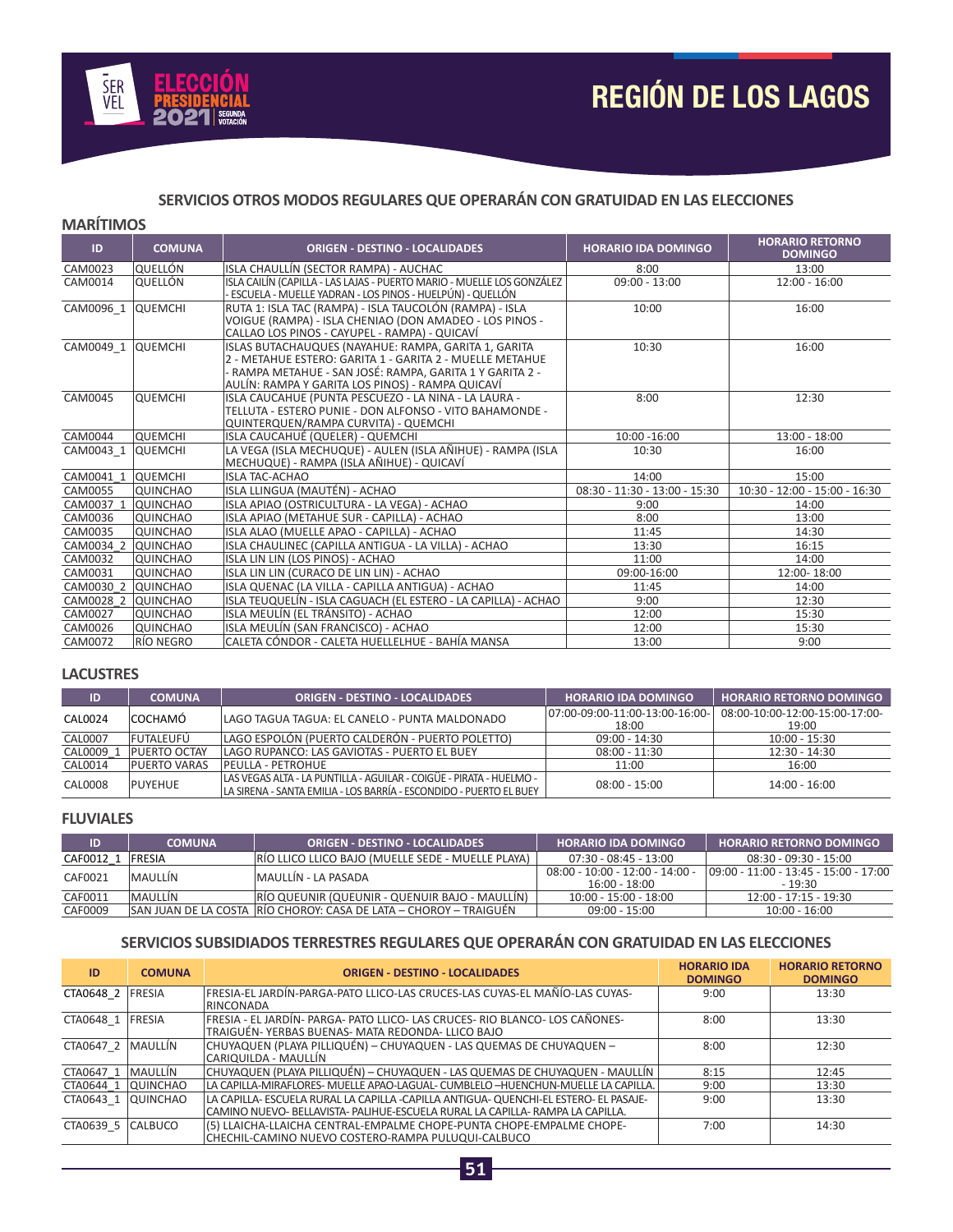# REGIÓN DE LOS LAGOS

## SERVICIOS OTROS MODOS REGULARES QUE OPERARÁN CON GRATUIDAD EN LAS ELECCIONES

### MARÍTIMOS

| ID | COMUNA | ORIGEN - DESTINO - LOCALIDADES | HORARIO IDA DOMINGO | HORARIO RETORNO DOMINGO |
|---|---|---|---|---|
| CAM0023 | QUELLÓN | ISLA CHAULLÍN (SECTOR RAMPA) - AUCHAC | 8:00 | 13:00 |
| CAM0014 | QUELLÓN | ISLA CAILÍN (CAPILLA - LAS LAJAS - PUERTO MARIO - MUELLE LOS GONZÁLEZ - ESCUELA - MUELLE YADRAN - LOS PINOS - HUELPÚN) - QUELLÓN | 09:00 - 13:00 | 12:00 - 16:00 |
| CAM0096_1 | QUEMCHI | RUTA 1: ISLA TAC (RAMPA) - ISLA TAUCOLÓN (RAMPA) - ISLA VOIGUE (RAMPA) - ISLA CHENIAO (DON AMADEO - LOS PINOS - CALLAO LOS PINOS - CAYUPEL - RAMPA) - QUICAVÍ | 10:00 | 16:00 |
| CAM0049_1 | QUEMCHI | ISLAS BUTACHAUQUES (NAYAHUE: RAMPA, GARITA 1, GARITA 2 - METAHUE ESTERO: GARITA 1 - GARITA 2 - MUELLE METAHUE - RAMPA METAHUE - SAN JOSÉ: RAMPA, GARITA 1 Y GARITA 2 - AULÍN: RAMPA Y GARITA LOS PINOS) - RAMPA QUICAVÍ | 10:30 | 16:00 |
| CAM0045 | QUEMCHI | ISLA CAUCAHUE (PUNTA PESCUEZO - LA NINA - LA LAURA - TELLUTA - ESTERO PUNIE - DON ALFONSO - VITO BAHAMONDE - QUINTERQUEN/RAMPA CURVITA) - QUEMCHI | 8:00 | 12:30 |
| CAM0044 | QUEMCHI | ISLA CAUCAHUÉ (QUELER) - QUEMCHI | 10:00 -16:00 | 13:00 - 18:00 |
| CAM0043_1 | QUEMCHI | LA VEGA (ISLA MECHUQUE) - AULEN (ISLA AÑIHUE) - RAMPA (ISLA MECHUQUE) - RAMPA (ISLA AÑIHUE) - QUICAVÍ | 10:30 | 16:00 |
| CAM0041_1 | QUEMCHI | ISLA TAC-ACHAO | 14:00 | 15:00 |
| CAM0055 | QUINCHAO | ISLA LLINGUA (MAUTÉN) - ACHAO | 08:30 - 11:30 - 13:00 - 15:30 | 10:30 - 12:00 - 15:00 - 16:30 |
| CAM0037_1 | QUINCHAO | ISLA APIAO (OSTRICULTURA - LA VEGA) - ACHAO | 9:00 | 14:00 |
| CAM0036 | QUINCHAO | ISLA APIAO (METAHUE SUR - CAPILLA) - ACHAO | 8:00 | 13:00 |
| CAM0035 | QUINCHAO | ISLA ALAO (MUELLE APAO - CAPILLA) - ACHAO | 11:45 | 14:30 |
| CAM0034_2 | QUINCHAO | ISLA CHAULINEC (CAPILLA ANTIGUA - LA VILLA) - ACHAO | 13:30 | 16:15 |
| CAM0032 | QUINCHAO | ISLA LIN LIN (LOS PINOS) - ACHAO | 11:00 | 14:00 |
| CAM0031 | QUINCHAO | ISLA LIN LIN (CURACO DE LIN LIN) - ACHAO | 09:00-16:00 | 12:00- 18:00 |
| CAM0030_2 | QUINCHAO | ISLA QUENAC (LA VILLA - CAPILLA ANTIGUA) - ACHAO | 11:45 | 14:00 |
| CAM0028_2 | QUINCHAO | ISLA TEUQUELÍN - ISLA CAGUACH (EL ESTERO - LA CAPILLA) - ACHAO | 9:00 | 12:30 |
| CAM0027 | QUINCHAO | ISLA MEULÍN (EL TRÁNSITO) - ACHAO | 12:00 | 15:30 |
| CAM0026 | QUINCHAO | ISLA MEULÍN (SAN FRANCISCO) - ACHAO | 12:00 | 15:30 |
| CAM0072 | RÍO NEGRO | CALETA CÓNDOR - CALETA HUELLELHUE - BAHÍA MANSA | 13:00 | 9:00 |

### LACUSTRES

| ID | COMUNA | ORIGEN - DESTINO - LOCALIDADES | HORARIO IDA DOMINGO | HORARIO RETORNO DOMINGO |
|---|---|---|---|---|
| CAL0024 | COCHAMÓ | LAGO TAGUA TAGUA: EL CANELO - PUNTA MALDONADO | 07:00-09:00-11:00-13:00-16:00-18:00 | 08:00-10:00-12:00-15:00-17:00-19:00 |
| CAL0007 | FUTALEUFÚ | LAGO ESPOLÓN (PUERTO CALDERÓN - PUERTO POLETTO) | 09:00 - 14:30 | 10:00 - 15:30 |
| CAL0009_1 | PUERTO OCTAY | LAGO RUPANCO: LAS GAVIOTAS - PUERTO EL BUEY | 08:00 - 11:30 | 12:30 - 14:30 |
| CAL0014 | PUERTO VARAS | PEULLA - PETROHUE | 11:00 | 16:00 |
| CAL0008 | PUYEHUE | LAS VEGAS ALTA - LA PUNTILLA - AGUILAR - COIGÜE - PIRATA - HUELMO - LA SIRENA - SANTA EMILIA - LOS BARRÍA - ESCONDIDO - PUERTO EL BUEY | 08:00 - 15:00 | 14:00 - 16:00 |

### FLUVIALES

| ID | COMUNA | ORIGEN - DESTINO - LOCALIDADES | HORARIO IDA DOMINGO | HORARIO RETORNO DOMINGO |
|---|---|---|---|---|
| CAF0012_1 | FRESIA | RÍO LLICO LLICO BAJO (MUELLE SEDE - MUELLE PLAYA) | 07:30 - 08:45 - 13:00 | 08:30 - 09:30 - 15:00 |
| CAF0021 | MAULLÍN | MAULLÍN - LA PASADA | 08:00 - 10:00 - 12:00 - 14:00 - 16:00 - 18:00 | 09:00 - 11:00 - 13:45 - 15:00 - 17:00 - 19:30 |
| CAF0011 | MAULLÍN | RÍO QUEUNIR (QUEUNIR - QUENUIR BAJO - MAULLÍN) | 10:00 - 15:00 - 18:00 | 12:00 - 17:15 - 19:30 |
| CAF0009 | SAN JUAN DE LA COSTA | RÍO CHOROY: CASA DE LATA – CHOROY – TRAIGUÉN | 09:00 - 15:00 | 10:00 - 16:00 |

## SERVICIOS SUBSIDIADOS TERRESTRES REGULARES QUE OPERARÁN CON GRATUIDAD EN LAS ELECCIONES

| ID | COMUNA | ORIGEN - DESTINO - LOCALIDADES | HORARIO IDA DOMINGO | HORARIO RETORNO DOMINGO |
|---|---|---|---|---|
| CTA0648_2 | FRESIA | FRESIA-EL JARDÍN-PARGA-PATO LLICO-LAS CRUCES-LAS CUYAS-EL MAÑÍO-LAS CUYAS-RINCONADA | 9:00 | 13:30 |
| CTA0648_1 | FRESIA | FRESIA - EL JARDÍN- PARGA- PATO LLICO- LAS CRUCES- RIO BLANCO- LOS CAÑONES-TRAIGUÉN- YERBAS BUENAS- MATA REDONDA- LLICO BAJO | 8:00 | 13:30 |
| CTA0647_2 | MAULLÍN | CHUYAQUEN (PLAYA PILLIQUÉN) – CHUYAQUEN - LAS QUEMAS DE CHUYAQUEN – CARIQUILDA - MAULLÍN | 8:00 | 12:30 |
| CTA0647_1 | MAULLÍN | CHUYAQUEN (PLAYA PILLIQUÉN) – CHUYAQUEN - LAS QUEMAS DE CHUYAQUEN - MAULLÍN | 8:15 | 12:45 |
| CTA0644_1 | QUINCHAO | LA CAPILLA-MIRAFLORES- MUELLE APAO-LAGUAL- CUMBLELO –HUENCHUN-MUELLE LA CAPILLA. | 9:00 | 13:30 |
| CTA0643_1 | QUINCHAO | LA CAPILLA- ESCUELA RURAL LA CAPILLA -CAPILLA ANTIGUA- QUENCHI-EL ESTERO- EL PASAJE-CAMINO NUEVO- BELLAVISTA- PALIHUE-ESCUELA RURAL LA CAPILLA- RAMPA LA CAPILLA. | 9:00 | 13:30 |
| CTA0639_5 | CALBUCO | (5) LLAICHA-LLAICHA CENTRAL-EMPALME CHOPE-PUNTA CHOPE-EMPALME CHOPE-CHECHIL-CAMINO NUEVO COSTERO-RAMPA PULUQUI-CALBUCO | 7:00 | 14:30 |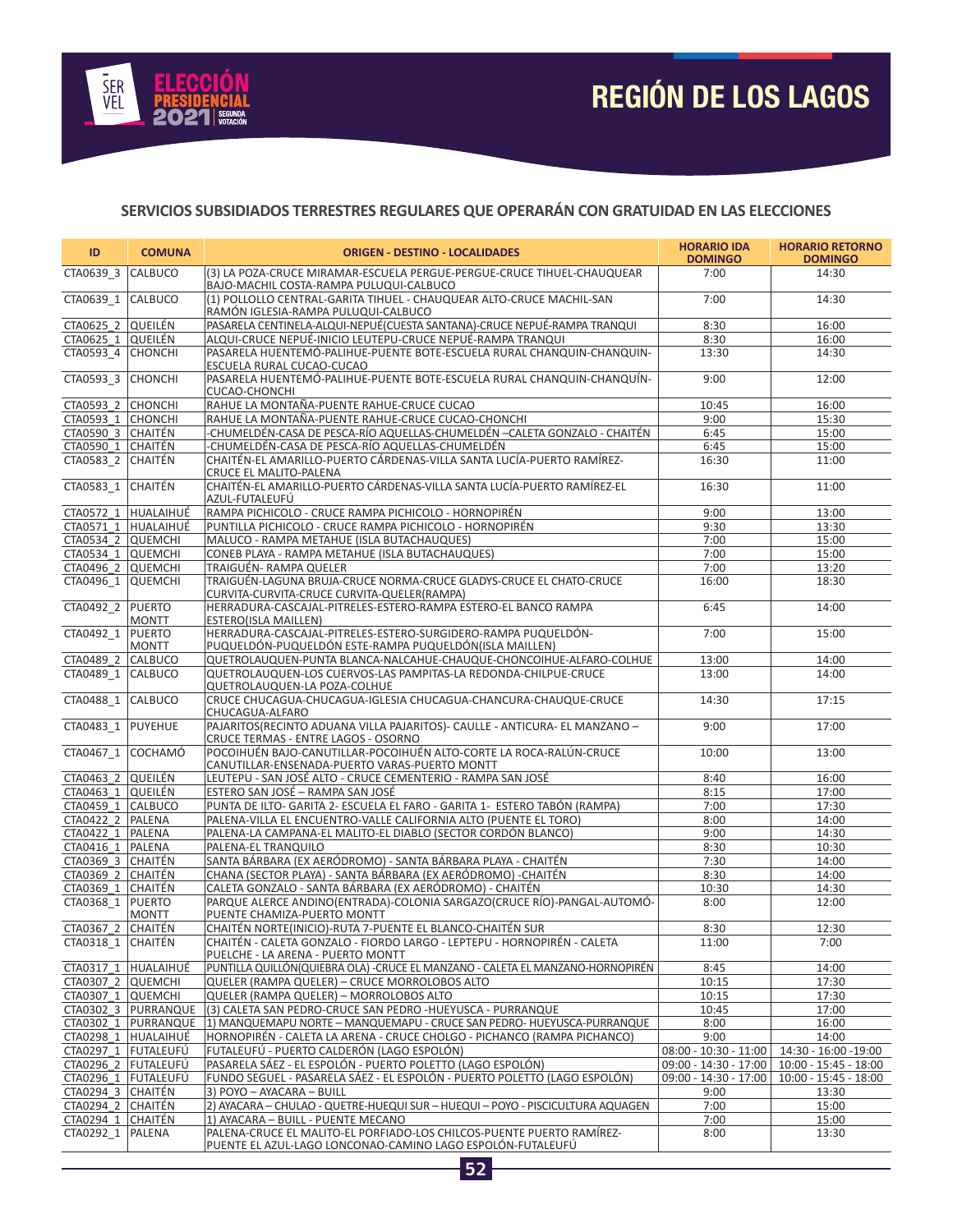# REGIÓN DE LOS LAGOS

## SERVICIOS SUBSIDIADOS TERRESTRES REGULARES QUE OPERARÁN CON GRATUIDAD EN LAS ELECCIONES

| ID | COMUNA | ORIGEN - DESTINO - LOCALIDADES | HORARIO IDA DOMINGO | HORARIO RETORNO DOMINGO |
|---|---|---|---|---|
| CTA0639_3 | CALBUCO | (3) LA POZA-CRUCE MIRAMAR-ESCUELA PERGUE-PERGUE-CRUCE TIHUEL-CHAUQUEAR BAJO-MACHIL COSTA-RAMPA PULUQUI-CALBUCO | 7:00 | 14:30 |
| CTA0639_1 | CALBUCO | (1) POLLOLLO CENTRAL-GARITA TIHUEL - CHAUQUEAR ALTO-CRUCE MACHIL-SAN RAMÓN IGLESIA-RAMPA PULUQUI-CALBUCO | 7:00 | 14:30 |
| CTA0625_2 | QUEILÉN | PASARELA CENTINELA-ALQUI-NEPUÉ(CUESTA SANTANA)-CRUCE NEPUÉ-RAMPA TRANQUI | 8:30 | 16:00 |
| CTA0625_1 | QUEILÉN | ALQUI-CRUCE NEPUÉ-INICIO LEUTEPU-CRUCE NEPUÉ-RAMPA TRANQUI | 8:30 | 16:00 |
| CTA0593_4 | CHONCHI | PASARELA HUENTEMÓ-PALIHUE-PUENTE BOTE-ESCUELA RURAL CHANQUIN-CHANQUIN-ESCUELA RURAL CUCAO-CUCAO | 13:30 | 14:30 |
| CTA0593_3 | CHONCHI | PASARELA HUENTEMÓ-PALIHUE-PUENTE BOTE-ESCUELA RURAL CHANQUIN-CHANQUÍN-CUCAO-CHONCHI | 9:00 | 12:00 |
| CTA0593_2 | CHONCHI | RAHUE LA MONTAÑA-PUENTE RAHUE-CRUCE CUCAO | 10:45 | 16:00 |
| CTA0593_1 | CHONCHI | RAHUE LA MONTAÑA-PUENTE RAHUE-CRUCE CUCAO-CHONCHI | 9:00 | 15:30 |
| CTA0590_3 | CHAITÉN | -CHUMELDÉN-CASA DE PESCA-RÍO AQUELLAS-CHUMELDÉN –CALETA GONZALO - CHAITÉN | 6:45 | 15:00 |
| CTA0590_1 | CHAITÉN | -CHUMELDÉN-CASA DE PESCA-RÍO AQUELLAS-CHUMELDÉN | 6:45 | 15:00 |
| CTA0583_2 | CHAITÉN | CHAITÉN-EL AMARILLO-PUERTO CÁRDENAS-VILLA SANTA LUCÍA-PUERTO RAMÍREZ-CRUCE EL MALITO-PALENA | 16:30 | 11:00 |
| CTA0583_1 | CHAITÉN | CHAITÉN-EL AMARILLO-PUERTO CÁRDENAS-VILLA SANTA LUCÍA-PUERTO RAMÍREZ-EL AZUL-FUTALEUFÚ | 16:30 | 11:00 |
| CTA0572_1 | HUALAIHUÉ | RAMPA PICHICOLO - CRUCE RAMPA PICHICOLO - HORNOPIRÉN | 9:00 | 13:00 |
| CTA0571_1 | HUALAIHUÉ | PUNTILLA PICHICOLO - CRUCE RAMPA PICHICOLO - HORNOPIRÉN | 9:30 | 13:30 |
| CTA0534_2 | QUEMCHI | MALUCO - RAMPA METAHUE (ISLA BUTACHAUQUES) | 7:00 | 15:00 |
| CTA0534_1 | QUEMCHI | CONEB PLAYA - RAMPA METAHUE (ISLA BUTACHAUQUES) | 7:00 | 15:00 |
| CTA0496_2 | QUEMCHI | TRAIGUÉN- RAMPA QUELER | 7:00 | 13:20 |
| CTA0496_1 | QUEMCHI | TRAIGUÉN-LAGUNA BRUJA-CRUCE NORMA-CRUCE GLADYS-CRUCE EL CHATO-CRUCE CURVITA-CURVITA-CRUCE CURVITA-QUELER(RAMPA) | 16:00 | 18:30 |
| CTA0492_2 | PUERTO MONTT | HERRADURA-CASCAJAL-PITRELES-ESTERO-RAMPA ESTERO-EL BANCO RAMPA ESTERO(ISLA MAILLEN) | 6:45 | 14:00 |
| CTA0492_1 | PUERTO MONTT | HERRADURA-CASCAJAL-PITRELES-ESTERO-SURGIDERO-RAMPA PUQUELDÓN-PUQUELDÓN ESTE-RAMPA PUQUELDÓN(ISLA MAILLEN) | 7:00 | 15:00 |
| CTA0489_2 | CALBUCO | QUETROLAUQUEN-PUNTA BLANCA-NALCAHUE-CHAUQUE-CHONCOIHUE-ALFARO-COLHUE | 13:00 | 14:00 |
| CTA0489_1 | CALBUCO | QUETROLAUQUEN-LOS CUERVOS-LAS PAMPITAS-LA REDONDA-CHILPUE-CRUCE QUETROLAUQUEN-LA POZA-COLHUE | 13:00 | 14:00 |
| CTA0488_1 | CALBUCO | CRUCE CHUCAGUA-CHUCAGUA-IGLESIA CHUCAGUA-CHANCURA-CHAUQUE-CRUCE CHUCAGUA-ALFARO | 14:30 | 17:15 |
| CTA0483_1 | PUYEHUE | PAJARITOS(RECINTO ADUANA VILLA PAJARITOS)- CAULLE - ANTICURA- EL MANZANO – CRUCE TERMAS - ENTRE LAGOS - OSORNO | 9:00 | 17:00 |
| CTA0467_1 | COCHAMÓ | POCOIHUÉN BAJO-CANUTILLAR-POCOIHUÉN ALTO-CORTE LA ROCA-RALÚN-CRUCE CANUTILLAR-ENSENADA-PUERTO VARAS-PUERTO MONTT | 10:00 | 13:00 |
| CTA0463_2 | QUEILÉN | LEUTEPU - SAN JOSÉ ALTO - CRUCE CEMENTERIO - RAMPA SAN JOSÉ | 8:40 | 16:00 |
| CTA0463_1 | QUEILÉN | ESTERO SAN JOSÉ – RAMPA SAN JOSÉ | 8:15 | 17:00 |
| CTA0459_1 | CALBUCO | PUNTA DE ILTO- GARITA 2- ESCUELA EL FARO - GARITA 1- ESTERO TABÓN (RAMPA) | 7:00 | 17:30 |
| CTA0422_2 | PALENA | PALENA-VILLA EL ENCUENTRO-VALLE CALIFORNIA ALTO (PUENTE EL TORO) | 8:00 | 14:00 |
| CTA0422_1 | PALENA | PALENA-LA CAMPANA-EL MALITO-EL DIABLO (SECTOR CORDÓN BLANCO) | 9:00 | 14:30 |
| CTA0416_1 | PALENA | PALENA-EL TRANQUILO | 8:30 | 10:30 |
| CTA0369_3 | CHAITÉN | SANTA BÁRBARA (EX AERÓDROMO) - SANTA BÁRBARA PLAYA - CHAITÉN | 7:30 | 14:00 |
| CTA0369_2 | CHAITÉN | CHANA (SECTOR PLAYA) - SANTA BÁRBARA (EX AERÓDROMO) -CHAITÉN | 8:30 | 14:00 |
| CTA0369_1 | CHAITÉN | CALETA GONZALO - SANTA BÁRBARA (EX AERÓDROMO) - CHAITÉN | 10:30 | 14:30 |
| CTA0368_1 | PUERTO MONTT | PARQUE ALERCE ANDINO(ENTRADA)-COLONIA SARGAZO(CRUCE RÍO)-PANGAL-AUTOMÓ-PUENTE CHAMIZA-PUERTO MONTT | 8:00 | 12:00 |
| CTA0367_2 | CHAITÉN | CHAITÉN NORTE(INICIO)-RUTA 7-PUENTE EL BLANCO-CHAITÉN SUR | 8:30 | 12:30 |
| CTA0318_1 | CHAITÉN | CHAITÉN - CALETA GONZALO - FIORDO LARGO - LEPTEPU - HORNOPIRÉN - CALETA PUELCHE - LA ARENA - PUERTO MONTT | 11:00 | 7:00 |
| CTA0317_1 | HUALAIHUÉ | PUNTILLA QUILLÓN(QUIEBRA OLA) -CRUCE EL MANZANO - CALETA EL MANZANO-HORNOPIRÉN | 8:45 | 14:00 |
| CTA0307_2 | QUEMCHI | QUELER (RAMPA QUELER) – CRUCE MORROLOBOS ALTO | 10:15 | 17:30 |
| CTA0307_1 | QUEMCHI | QUELER (RAMPA QUELER) – MORROLOBOS ALTO | 10:15 | 17:30 |
| CTA0302_3 | PURRANQUE | (3) CALETA SAN PEDRO-CRUCE SAN PEDRO -HUEYUSCA - PURRANQUE | 10:45 | 17:00 |
| CTA0302_1 | PURRANQUE | 1) MANQUEMAPU NORTE – MANQUEMAPU - CRUCE SAN PEDRO- HUEYUSCA-PURRANQUE | 8:00 | 16:00 |
| CTA0298_1 | HUALAIHUÉ | HORNOPIRÉN - CALETA LA ARENA - CRUCE CHOLGO - PICHANCO (RAMPA PICHANCO) | 9:00 | 14:00 |
| CTA0297_1 | FUTALEUFÚ | FUTALEUFÚ - PUERTO CALDERÓN (LAGO ESPOLÓN) | 08:00 - 10:30 - 11:00 | 14:30 - 16:00 -19:00 |
| CTA0296_2 | FUTALEUFÚ | PASARELA SÁEZ - EL ESPOLÓN - PUERTO POLETTO (LAGO ESPOLÓN) | 09:00 - 14:30 - 17:00 | 10:00 - 15:45 - 18:00 |
| CTA0296_1 | FUTALEUFÚ | FUNDO SEGUEL - PASARELA SÁEZ - EL ESPOLÓN - PUERTO POLETTO (LAGO ESPOLÓN) | 09:00 - 14:30 - 17:00 | 10:00 - 15:45 - 18:00 |
| CTA0294_3 | CHAITÉN | 3) POYO – AYACARA – BUILL | 9:00 | 13:30 |
| CTA0294_2 | CHAITÉN | 2) AYACARA – CHULAO - QUETRE-HUEQUI SUR – HUEQUI – POYO - PISCICULTURA AQUAGEN | 7:00 | 15:00 |
| CTA0294_1 | CHAITÉN | 1) AYACARA – BUILL - PUENTE MECANO | 7:00 | 15:00 |
| CTA0292_1 | PALENA | PALENA-CRUCE EL MALITO-EL PORFIADO-LOS CHILCOS-PUENTE PUERTO RAMÍREZ-PUENTE EL AZUL-LAGO LONCONAO-CAMINO LAGO ESPOLÓN-FUTALEUFÚ | 8:00 | 13:30 |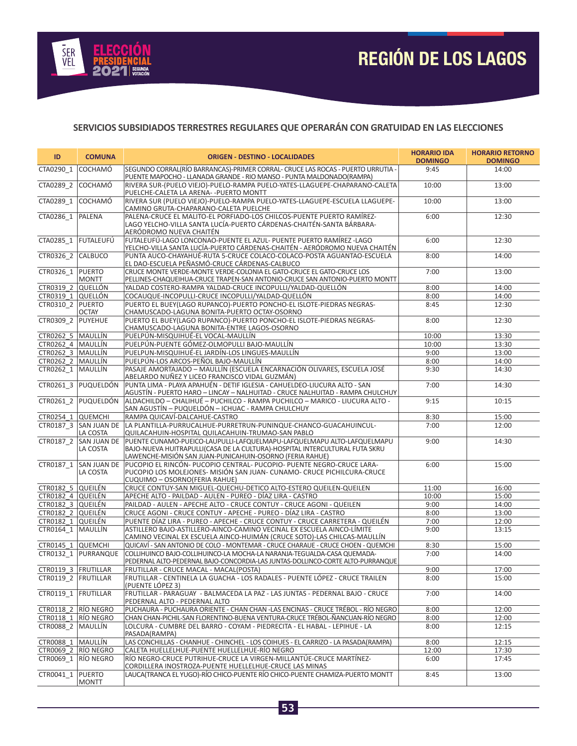# REGIÓN DE LOS LAGOS

## SERVICIOS SUBSIDIADOS TERRESTRES REGULARES QUE OPERARÁN CON GRATUIDAD EN LAS ELECCIONES

| ID | COMUNA | ORIGEN - DESTINO - LOCALIDADES | HORARIO IDA DOMINGO | HORARIO RETORNO DOMINGO |
|---|---|---|---|---|
| CTA0290_1 | COCHAMÓ | SEGUNDO CORRAL(RÍO BARRANCAS)-PRIMER CORRAL- CRUCE LAS ROCAS - PUERTO URRUTIA - PUENTE MAPOCHO - LLANADA GRANDE - RIO MANSO - PUNTA MALDONADO(RAMPA) | 9:45 | 14:00 |
| CTA0289_2 | COCHAMÓ | RIVERA SUR-(PUELO VIEJO)-PUELO-RAMPA PUELO-YATES-LLAGUEPE-CHAPARANO-CALETA PUELCHE-CALETA LA ARENA- -PUERTO MONTT | 10:00 | 13:00 |
| CTA0289_1 | COCHAMÓ | RIVERA SUR (PUELO VIEJO)-PUELO-RAMPA PUELO-YATES-LLAGUEPE-ESCUELA LLAGUEPE-CAMINO GRUTA-CHAPARANO-CALETA PUELCHE | 10:00 | 13:00 |
| CTA0286_1 | PALENA | PALENA-CRUCE EL MALITO-EL PORFIADO-LOS CHILCOS-PUENTE PUERTO RAMÍREZ-LAGO YELCHO-VILLA SANTA LUCÍA-PUERTO CÁRDENAS-CHAITÉN-SANTA BÁRBARA-AERÓDROMO NUEVA CHAITÉN | 6:00 | 12:30 |
| CTA0285_1 | FUTALEUFÚ | FUTALEUFÚ-LAGO LONCONAO-PUENTE EL AZUL- PUENTE PUERTO RAMÍREZ -LAGO YELCHO-VILLA SANTA LUCÍA-PUERTO CÁRDENAS-CHAITÉN - AERÓDROMO NUEVA CHAITÉN | 6:00 | 12:30 |
| CTR0326_2 | CALBUCO | PUNTA AUCO-CHAYAHUÉ-RUTA 5-CRUCE COLACO-COLACO-POSTA AGUANTAO-ESCUELA EL DAO-ESCUELA PEÑASMÓ-CRUCE CÁRDENAS-CALBUCO | 8:00 | 14:00 |
| CTR0326_1 | PUERTO MONTT | CRUCE MONTE VERDE-MONTE VERDE-COLONIA EL GATO-CRUCE EL GATO-CRUCE LOS PELLINES-CHAQUEIHUA-CRUCE TRAPEN-SAN ANTONIO-CRUCE SAN ANTONIO-PUERTO MONTT | 7:00 | 13:00 |
| CTR0319_2 | QUELLÓN | YALDAD COSTERO-RAMPA YALDAD-CRUCE INCOPULLI/YALDAD-QUELLÓN | 8:00 | 14:00 |
| CTR0319_1 | QUELLÓN | COCAUQUE-INCOPULLI-CRUCE INCOPULLI/YALDAD-QUELLÓN | 8:00 | 14:00 |
| CTR0310_2 | PUERTO OCTAY | PUERTO EL BUEY(LAGO RUPANCO)-PUERTO PONCHO-EL ISLOTE-PIEDRAS NEGRAS-CHAMUSCADO-LAGUNA BONITA-PUERTO OCTAY-OSORNO | 8:45 | 12:30 |
| CTR0309_2 | PUYEHUE | PUERTO EL BUEY(LAGO RUPANCO)-PUERTO PONCHO-EL ISLOTE-PIEDRAS NEGRAS-CHAMUSCADO-LAGUNA BONITA-ENTRE LAGOS-OSORNO | 8:00 | 12:30 |
| CTR0262_5 | MAULLÍN | PUELPÚN-MISQUIHUÉ-EL VOCAL-MAULLÍN | 10:00 | 13:30 |
| CTR0262_4 | MAULLÍN | PUELPÚN-PUENTE GÓMEZ-OLMOPULLI BAJO-MAULLÍN | 10:00 | 13:30 |
| CTR0262_3 | MAULLÍN | PUELPUN-MISQUIHUÉ-EL JARDÍN-LOS LINGUES-MAULLÍN | 9:00 | 13:00 |
| CTR0262_2 | MAULLÍN | PUELPÚN-LOS ARCOS-PEÑOL BAJO-MAULLÍN | 8:00 | 14:00 |
| CTR0262_1 | MAULLÍN | PASAJE AMORTAJADO – MAULLÍN (ESCUELA ENCARNACIÓN OLIVARES, ESCUELA JOSÉ ABELARDO NUÑEZ Y LICEO FRANCISCO VIDAL GUZMÁN) | 9:30 | 14:30 |
| CTR0261_3 | PUQUELDÓN | PUNTA LIMA - PLAYA APAHUÉN - DETIF IGLESIA - CAHUELDEO-LIUCURA ALTO - SAN AGUSTÍN - PUERTO HARO – LINCAY – NALHUITAD - CRUCE NALHUITAD - RAMPA CHULCHUY | 7:00 | 14:30 |
| CTR0261_2 | PUQUELDÓN | ALDACHILDO – CHALIHUÉ – PUCHILCO - RAMPA PUCHILCO – MARICO - LIUCURA ALTO - SAN AGUSTÍN – PUQUELDÓN – ICHUAC - RAMPA CHULCHUY | 9:15 | 10:15 |
| CTR0254_1 | QUEMCHI | RAMPA QUICAVÍ-DALCAHUE-CASTRO | 8:30 | 15:00 |
| CTR0187_3 | SAN JUAN DE LA COSTA | LA PLANTILLA-PURRUCALHUE-PURRETRUN-PUNINQUE-CHANCO-GUACAHUINCUL-QUILACAHUIN-HOSPITAL QUILACAHUIN-TRUMAO-SAN PABLO | 7:00 | 12:00 |
| CTR0187_2 | SAN JUAN DE LA COSTA | PUENTE CUNAMO-PUEICO-LAUPULLI-LAFQUELMAPU-LAFQUELMAPU ALTO-LAFQUELMAPU BAJO-NUEVA HUITRAPULLI(CASA DE LA CULTURA)-HOSPITAL INTERCULTURAL FUTA SKRU LAWENCHE-MISIÓN SAN JUAN-PUNICAHUIN-OSORNO (FERIA RAHUE) | 9:00 | 14:30 |
| CTR0187_1 | SAN JUAN DE LA COSTA | PUCOPIO EL RINCÓN- PUCOPIO CENTRAL- PUCOPIO- PUENTE NEGRO-CRUCE LARA-PUCOPIO LOS MOLEJONES- MISIÓN SAN JUAN- CUNAMO- CRUCE PICHILCURA-CRUCE CUQUIMO – OSORNO(FERIA RAHUE) | 6:00 | 15:00 |
| CTR0182_5 | QUEILÉN | CRUCE CONTUY-SAN MIGUEL-QUECHU-DETICO ALTO-ESTERO QUEILEN-QUEILEN | 11:00 | 16:00 |
| CTR0182_4 | QUEILÉN | APECHE ALTO - PAILDAD - AULEN - PUREO - DÍAZ LIRA - CASTRO | 10:00 | 15:00 |
| CTR0182_3 | QUEILÉN | PAILDAD - AULEN - APECHE ALTO - CRUCE CONTUY - CRUCE AGONI - QUEILEN | 9:00 | 14:00 |
| CTR0182_2 | QUEILÉN | CRUCE AGONI - CRUCE CONTUY - APECHE - PUREO - DÍAZ LIRA - CASTRO | 8:00 | 13:00 |
| CTR0182_1 | QUEILÉN | PUENTE DÍAZ LIRA - PUREO - APECHE - CRUCE CONTUY - CRUCE CARRETERA - QUEILÉN | 7:00 | 12:00 |
| CTR0164_1 | MAULLÍN | ASTILLERO BAJO-ASTILLERO-AINCO-CAMINO VECINAL EX ESCUELA AINCO-LÍMITE CAMINO VECINAL EX ESCUELA AINCO-HUIMÁN (CRUCE SOTO)-LAS CHILCAS-MAULLÍN | 9:00 | 13:15 |
| CTR0145_1 | QUEMCHI | QUICAVÍ - SAN ANTONIO DE COLO - MONTEMAR - CRUCE CHARAUE - CRUCE CHOEN - QUEMCHI | 8:30 | 15:00 |
| CTR0132_1 | PURRANQUE | COLLIHUINCO BAJO-COLLIHUINCO-LA MOCHA-LA NARANJA-TEGUALDA-CASA QUEMADA-PEDERNAL ALTO-PEDERNAL BAJO-CONCORDIA-LAS JUNTAS-DOLLINCO-CORTE ALTO-PURRANQUE | 7:00 | 14:00 |
| CTR0119_3 | FRUTILLAR | FRUTILLAR - CRUCE MACAL - MACAL(POSTA) | 9:00 | 17:00 |
| CTR0119_2 | FRUTILLAR | FRUTILLAR - CENTINELA LA GUACHA - LOS RADALES - PUENTE LÓPEZ - CRUCE TRAILEN (PUENTE LÓPEZ 3) | 8:00 | 15:00 |
| CTR0119_1 | FRUTILLAR | FRUTILLAR - PARAGUAY - BALMACEDA LA PAZ - LAS JUNTAS - PEDERNAL BAJO - CRUCE PEDERNAL ALTO - PEDERNAL ALTO | 7:00 | 14:00 |
| CTR0118_2 | RÍO NEGRO | PUCHAURA - PUCHAURA ORIENTE - CHAN CHAN -LAS ENCINAS - CRUCE TRÉBOL - RÍO NEGRO | 8:00 | 12:00 |
| CTR0118_1 | RÍO NEGRO | CHAN CHAN-PICHIL-SAN FLORENTINO-BUENA VENTURA-CRUCE TRÉBOL-ÑANCUAN-RÍO NEGRO | 8:00 | 12:00 |
| CTR0088_2 | MAULLÍN | LOLCURA - CUMBRE DEL BARRO - COYAM - PIEDRECITA - EL HABAL - LEPIHUE - LA PASADA(RAMPA) | 8:00 | 12:15 |
| CTR0088_1 | MAULLÍN | LAS CONCHILLAS - CHANHUE - CHINCHEL - LOS COIHUES - EL CARRIZO - LA PASADA(RAMPA) | 8:00 | 12:15 |
| CTR0069_2 | RÍO NEGRO | CALETA HUELLELHUE-PUENTE HUELLELHUE-RÍO NEGRO | 12:00 | 17:30 |
| CTR0069_1 | RÍO NEGRO | RÍO NEGRO-CRUCE PUTRIHUE-CRUCE LA VIRGEN-MILLANTÚE-CRUCE MARTÍNEZ-CORDILLERA INOSTROZA-PUENTE HUELLELHUE-CRUCE LAS MINAS | 6:00 | 17:45 |
| CTR0041_1 | PUERTO MONTT | LAUCA(TRANCA EL YUGO)-RÍO CHICO-PUENTE RÍO CHICO-PUENTE CHAMIZA-PUERTO MONTT | 8:45 | 13:00 |